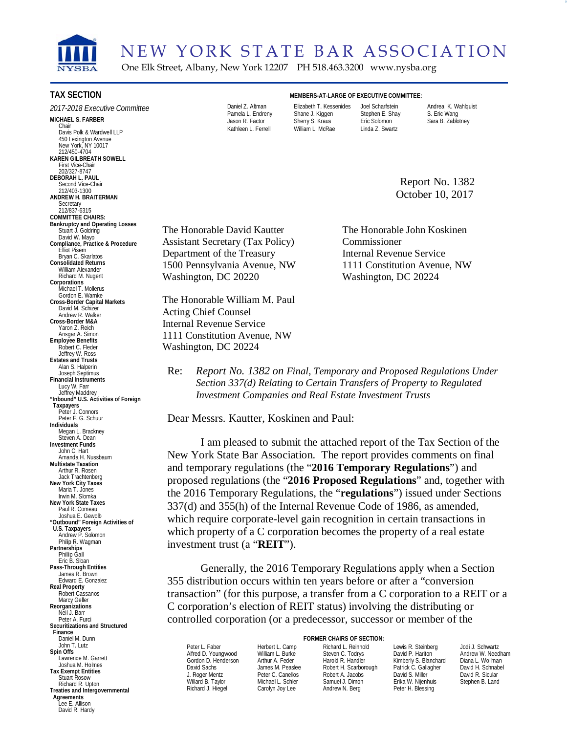# NEW YORK STATE BAR ASSOCIATION

One Elk Street, Albany, New York 12207 PH 518.463.3200 www.nysba.org

## TAX SECTION

*2017-2018 Executive Committee*

**MICHAEL S. FARBER**
Chair
Davis Polk & Wardwell LLP
450 Lexington Avenue
New York, NY 10017
212/450-4704

**KAREN GILBREATH SOWELL**
First Vice-Chair
202/327-8747

**DEBORAH L. PAUL**
Second Vice-Chair
212/403-1300

**ANDREW H. BRAITERMAN**
Secretary
212/837-6315

**COMMITTEE CHAIRS:**

**Bankruptcy and Operating Losses**
Stuart J. Goldring
David W. Mayo

**Compliance, Practice & Procedure**
Elliot Pisem
Bryan C. Skarlatos

**Consolidated Returns**
William Alexander
Richard M. Nugent

**Corporations**
Michael T. Mollerus
Gordon E. Warnke

**Cross-Border Capital Markets**
David M. Schizer
Andrew R. Walker

**Cross-Border M&A**
Yaron Z. Reich
Ansgar A. Simon

**Employee Benefits**
Robert C. Fleder
Jeffrey W. Ross

**Estates and Trusts**
Alan S. Halperin
Joseph Septimus

**Financial Instruments**
Lucy W. Farr
Jeffrey Maddrey

**"Inbound" U.S. Activities of Foreign Taxpayers**
Peter J. Connors
Peter F. G. Schuur

**Individuals**
Megan L. Brackney
Steven A. Dean

**Investment Funds**
John C. Hart
Amanda H. Nussbaum

**Multistate Taxation**
Arthur R. Rosen
Jack Trachtenberg

**New York City Taxes**
Maria T. Jones
Irwin M. Slomka

**New York State Taxes**
Paul R. Comeau
Joshua E. Gewolb

**"Outbound" Foreign Activities of U.S. Taxpayers**
Andrew P. Solomon
Philip R. Wagman

**Partnerships**
Phillip Gall
Eric B. Sloan

**Pass-Through Entities**
James R. Brown
Edward E. Gonzalez

**Real Property**
Robert Cassanos
Marcy Geller

**Reorganizations**
Neil J. Barr
Peter A. Furci

**Securitizations and Structured Finance**
Daniel M. Dunn
John T. Lutz

**Spin Offs**
Lawrence M. Garrett
Joshua M. Holmes

**Tax Exempt Entities**
Stuart Rosow
Richard R. Upton

**Treaties and Intergovernmental Agreements**
Lee E. Allison
David R. Hardy

**MEMBERS-AT-LARGE OF EXECUTIVE COMMITTEE:**

| | | | |
|---|---|---|---|
| Daniel Z. Altman | Elizabeth T. Kessenides | Joel Scharfstein | Andrea K. Wahlquist |
| Pamela L. Endreny | Shane J. Kiggen | Stephen E. Shay | S. Eric Wang |
| Jason R. Factor | Sherry S. Kraus | Eric Solomon | Sara B. Zablotney |
| Kathleen L. Ferrell | William L. McRae | Linda Z. Swartz | |

Report No. 1382
October 10, 2017

The Honorable David Kautter
Assistant Secretary (Tax Policy)
Department of the Treasury
1500 Pennsylvania Avenue, NW
Washington, DC 20220

The Honorable John Koskinen
Commissioner
Internal Revenue Service
1111 Constitution Avenue, NW
Washington, DC 20224

The Honorable William M. Paul
Acting Chief Counsel
Internal Revenue Service
1111 Constitution Avenue, NW
Washington, DC 20224

Re: *Report No. 1382 on Final, Temporary and Proposed Regulations Under Section 337(d) Relating to Certain Transfers of Property to Regulated Investment Companies and Real Estate Investment Trusts*

Dear Messrs. Kautter, Koskinen and Paul:

I am pleased to submit the attached report of the Tax Section of the New York State Bar Association. The report provides comments on final and temporary regulations (the "**2016 Temporary Regulations**") and proposed regulations (the "**2016 Proposed Regulations**" and, together with the 2016 Temporary Regulations, the "**regulations**") issued under Sections 337(d) and 355(h) of the Internal Revenue Code of 1986, as amended, which require corporate-level gain recognition in certain transactions in which property of a C corporation becomes the property of a real estate investment trust (a "**REIT**").

Generally, the 2016 Temporary Regulations apply when a Section 355 distribution occurs within ten years before or after a "conversion transaction" (for this purpose, a transfer from a C corporation to a REIT or a C corporation's election of REIT status) involving the distributing or controlled corporation (or a predecessor, successor or member of the

**FORMER CHAIRS OF SECTION:**

| | | | | |
|---|---|---|---|---|
| Peter L. Faber | Herbert L. Camp | Richard L. Reinhold | Lewis R. Steinberg | Jodi J. Schwartz |
| Alfred D. Youngwood | William L. Burke | Steven C. Todrys | David P. Hariton | Andrew W. Needham |
| Gordon D. Henderson | Arthur A. Feder | Harold R. Handler | Kimberly S. Blanchard | Diana L. Wollman |
| David Sachs | James M. Peaslee | Robert H. Scarborough | Patrick C. Gallagher | David H. Schnabel |
| J. Roger Mentz | Peter C. Canellos | Robert A. Jacobs | David S. Miller | David R. Sicular |
| Willard B. Taylor | Michael L. Schler | Samuel J. Dimon | Erika W. Nijenhuis | Stephen B. Land |
| Richard J. Hiegel | Carolyn Joy Lee | Andrew N. Berg | Peter H. Blessing | |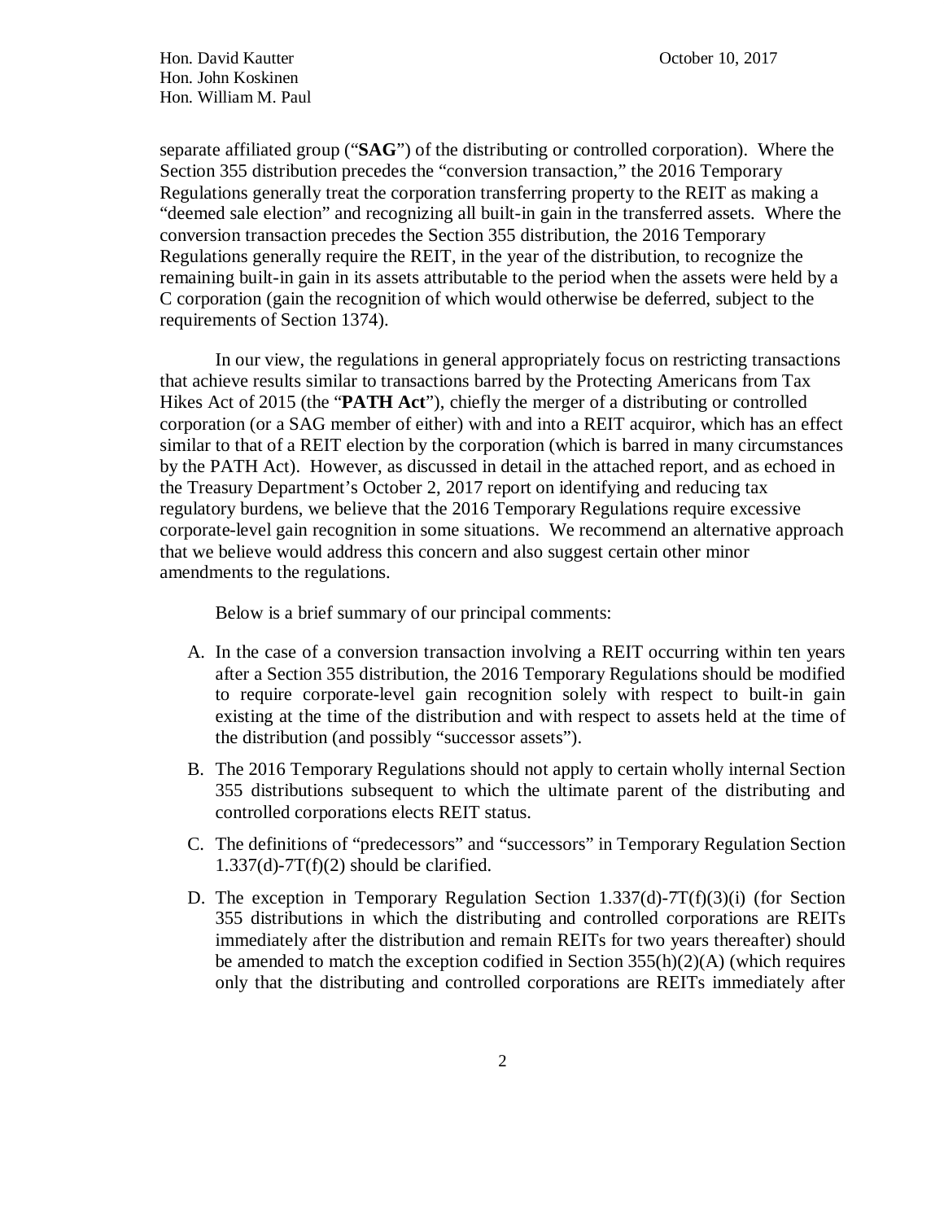separate affiliated group ("**SAG**") of the distributing or controlled corporation). Where the Section 355 distribution precedes the "conversion transaction," the 2016 Temporary Regulations generally treat the corporation transferring property to the REIT as making a "deemed sale election" and recognizing all built-in gain in the transferred assets. Where the conversion transaction precedes the Section 355 distribution, the 2016 Temporary Regulations generally require the REIT, in the year of the distribution, to recognize the remaining built-in gain in its assets attributable to the period when the assets were held by a C corporation (gain the recognition of which would otherwise be deferred, subject to the requirements of Section 1374).

In our view, the regulations in general appropriately focus on restricting transactions that achieve results similar to transactions barred by the Protecting Americans from Tax Hikes Act of 2015 (the "**PATH Act**"), chiefly the merger of a distributing or controlled corporation (or a SAG member of either) with and into a REIT acquiror, which has an effect similar to that of a REIT election by the corporation (which is barred in many circumstances by the PATH Act). However, as discussed in detail in the attached report, and as echoed in the Treasury Department's October 2, 2017 report on identifying and reducing tax regulatory burdens, we believe that the 2016 Temporary Regulations require excessive corporate-level gain recognition in some situations. We recommend an alternative approach that we believe would address this concern and also suggest certain other minor amendments to the regulations.

Below is a brief summary of our principal comments:

A. In the case of a conversion transaction involving a REIT occurring within ten years after a Section 355 distribution, the 2016 Temporary Regulations should be modified to require corporate-level gain recognition solely with respect to built-in gain existing at the time of the distribution and with respect to assets held at the time of the distribution (and possibly "successor assets").

B. The 2016 Temporary Regulations should not apply to certain wholly internal Section 355 distributions subsequent to which the ultimate parent of the distributing and controlled corporations elects REIT status.

C. The definitions of "predecessors" and "successors" in Temporary Regulation Section 1.337(d)-7T(f)(2) should be clarified.

D. The exception in Temporary Regulation Section 1.337(d)-7T(f)(3)(i) (for Section 355 distributions in which the distributing and controlled corporations are REITs immediately after the distribution and remain REITs for two years thereafter) should be amended to match the exception codified in Section 355(h)(2)(A) (which requires only that the distributing and controlled corporations are REITs immediately after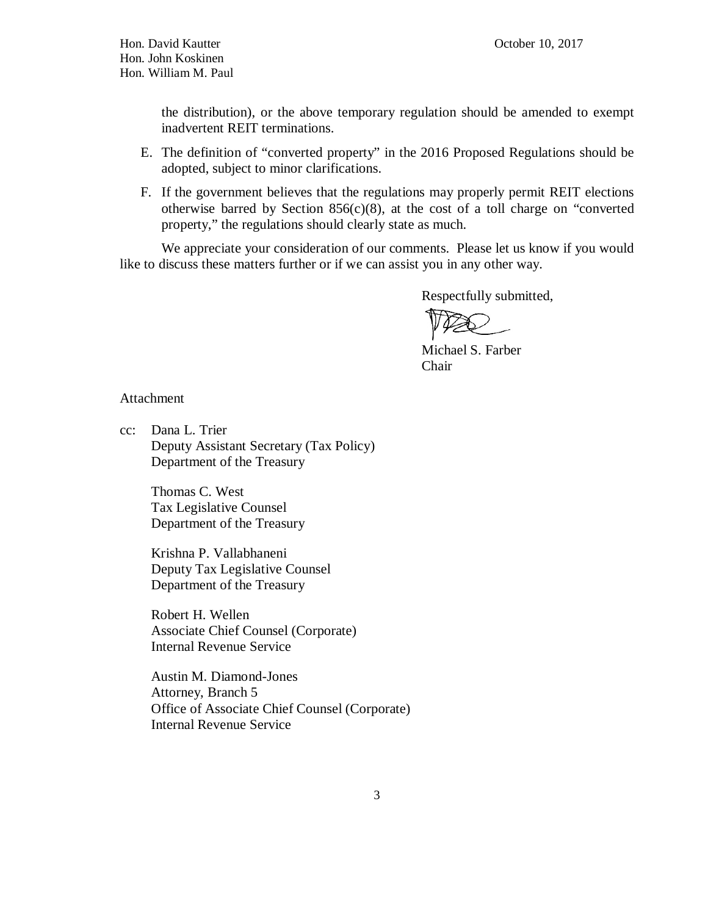the distribution), or the above temporary regulation should be amended to exempt inadvertent REIT terminations.

E. The definition of "converted property" in the 2016 Proposed Regulations should be adopted, subject to minor clarifications.

F. If the government believes that the regulations may properly permit REIT elections otherwise barred by Section 856(c)(8), at the cost of a toll charge on "converted property," the regulations should clearly state as much.

We appreciate your consideration of our comments. Please let us know if you would like to discuss these matters further or if we can assist you in any other way.

Respectfully submitted,

Michael S. Farber
Chair

Attachment

cc: Dana L. Trier
Deputy Assistant Secretary (Tax Policy)
Department of the Treasury

Thomas C. West
Tax Legislative Counsel
Department of the Treasury

Krishna P. Vallabhaneni
Deputy Tax Legislative Counsel
Department of the Treasury

Robert H. Wellen
Associate Chief Counsel (Corporate)
Internal Revenue Service

Austin M. Diamond-Jones
Attorney, Branch 5
Office of Associate Chief Counsel (Corporate)
Internal Revenue Service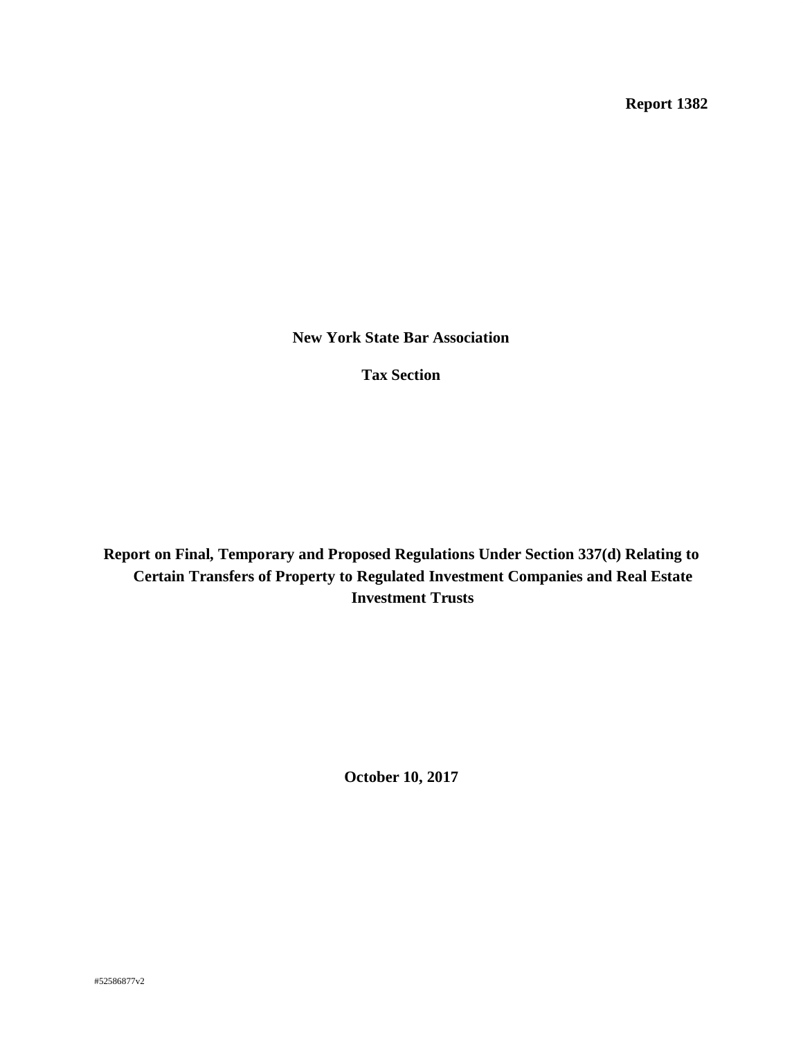**Report 1382**

**New York State Bar Association**

**Tax Section**

**Report on Final, Temporary and Proposed Regulations Under Section 337(d) Relating to Certain Transfers of Property to Regulated Investment Companies and Real Estate Investment Trusts**

**October 10, 2017**

#52586877v2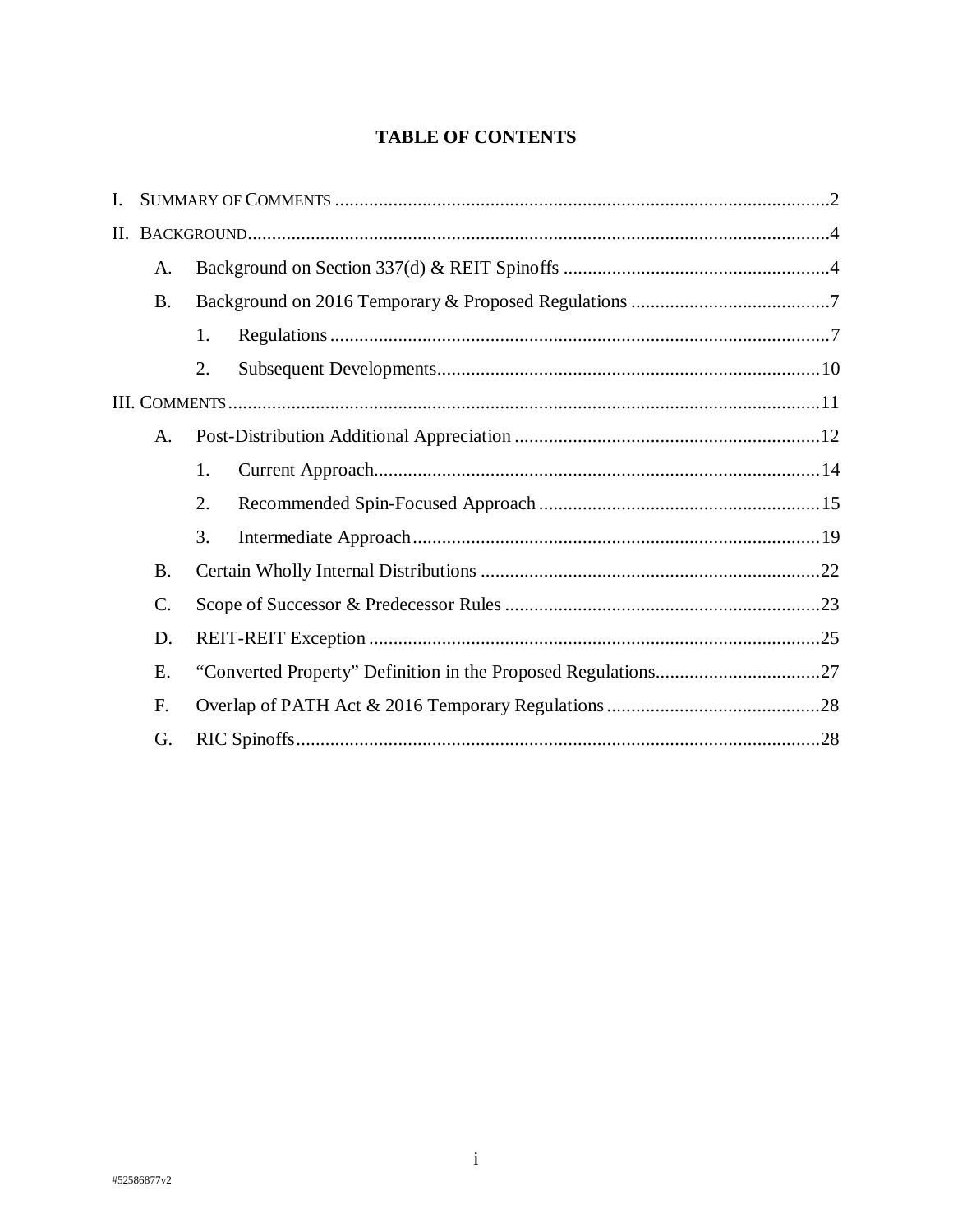# TABLE OF CONTENTS

I. SUMMARY OF COMMENTS ..... 2

II. BACKGROUND ..... 4

- A. Background on Section 337(d) & REIT Spinoffs ..... 4
- B. Background on 2016 Temporary & Proposed Regulations ..... 7
  - 1. Regulations ..... 7
  - 2. Subsequent Developments ..... 10

III. COMMENTS ..... 11

- A. Post-Distribution Additional Appreciation ..... 12
  - 1. Current Approach ..... 14
  - 2. Recommended Spin-Focused Approach ..... 15
  - 3. Intermediate Approach ..... 19
- B. Certain Wholly Internal Distributions ..... 22
- C. Scope of Successor & Predecessor Rules ..... 23
- D. REIT-REIT Exception ..... 25
- E. "Converted Property" Definition in the Proposed Regulations ..... 27
- F. Overlap of PATH Act & 2016 Temporary Regulations ..... 28
- G. RIC Spinoffs ..... 28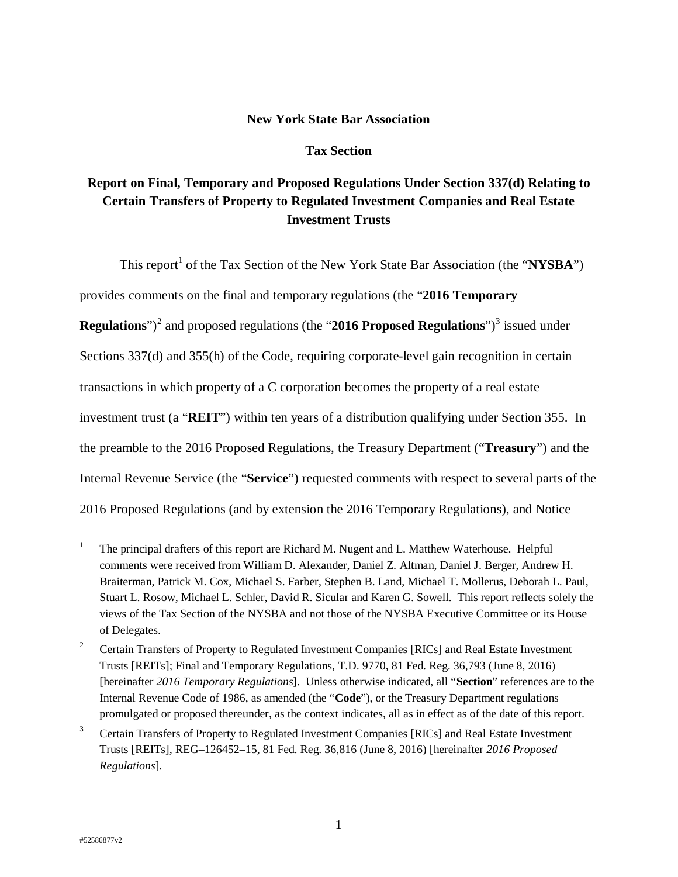**New York State Bar Association**

**Tax Section**

**Report on Final, Temporary and Proposed Regulations Under Section 337(d) Relating to Certain Transfers of Property to Regulated Investment Companies and Real Estate Investment Trusts**

This report[1] of the Tax Section of the New York State Bar Association (the "**NYSBA**") provides comments on the final and temporary regulations (the "**2016 Temporary Regulations**")[2] and proposed regulations (the "**2016 Proposed Regulations**")[3] issued under Sections 337(d) and 355(h) of the Code, requiring corporate-level gain recognition in certain transactions in which property of a C corporation becomes the property of a real estate investment trust (a "**REIT**") within ten years of a distribution qualifying under Section 355. In the preamble to the 2016 Proposed Regulations, the Treasury Department ("**Treasury**") and the Internal Revenue Service (the "**Service**") requested comments with respect to several parts of the 2016 Proposed Regulations (and by extension the 2016 Temporary Regulations), and Notice

---

[1] The principal drafters of this report are Richard M. Nugent and L. Matthew Waterhouse. Helpful comments were received from William D. Alexander, Daniel Z. Altman, Daniel J. Berger, Andrew H. Braiterman, Patrick M. Cox, Michael S. Farber, Stephen B. Land, Michael T. Mollerus, Deborah L. Paul, Stuart L. Rosow, Michael L. Schler, David R. Sicular and Karen G. Sowell. This report reflects solely the views of the Tax Section of the NYSBA and not those of the NYSBA Executive Committee or its House of Delegates.

[2] Certain Transfers of Property to Regulated Investment Companies [RICs] and Real Estate Investment Trusts [REITs]; Final and Temporary Regulations, T.D. 9770, 81 Fed. Reg. 36,793 (June 8, 2016) [hereinafter *2016 Temporary Regulations*]. Unless otherwise indicated, all "**Section**" references are to the Internal Revenue Code of 1986, as amended (the "**Code**"), or the Treasury Department regulations promulgated or proposed thereunder, as the context indicates, all as in effect as of the date of this report.

[3] Certain Transfers of Property to Regulated Investment Companies [RICs] and Real Estate Investment Trusts [REITs], REG–126452–15, 81 Fed. Reg. 36,816 (June 8, 2016) [hereinafter *2016 Proposed Regulations*].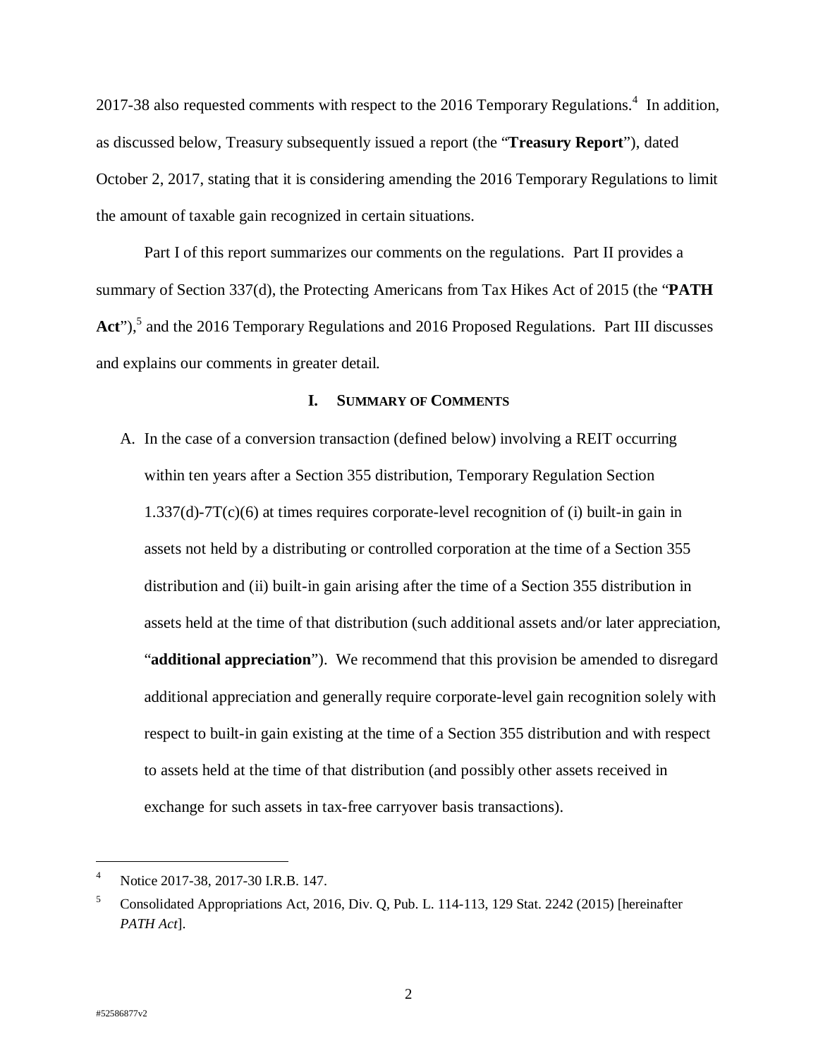2017-38 also requested comments with respect to the 2016 Temporary Regulations.[4] In addition, as discussed below, Treasury subsequently issued a report (the "**Treasury Report**"), dated October 2, 2017, stating that it is considering amending the 2016 Temporary Regulations to limit the amount of taxable gain recognized in certain situations.

Part I of this report summarizes our comments on the regulations. Part II provides a summary of Section 337(d), the Protecting Americans from Tax Hikes Act of 2015 (the "**PATH Act**"),[5] and the 2016 Temporary Regulations and 2016 Proposed Regulations. Part III discusses and explains our comments in greater detail.

## I. SUMMARY OF COMMENTS

A. In the case of a conversion transaction (defined below) involving a REIT occurring within ten years after a Section 355 distribution, Temporary Regulation Section 1.337(d)-7T(c)(6) at times requires corporate-level recognition of (i) built-in gain in assets not held by a distributing or controlled corporation at the time of a Section 355 distribution and (ii) built-in gain arising after the time of a Section 355 distribution in assets held at the time of that distribution (such additional assets and/or later appreciation, "**additional appreciation**"). We recommend that this provision be amended to disregard additional appreciation and generally require corporate-level gain recognition solely with respect to built-in gain existing at the time of a Section 355 distribution and with respect to assets held at the time of that distribution (and possibly other assets received in exchange for such assets in tax-free carryover basis transactions).

---

[4] Notice 2017-38, 2017-30 I.R.B. 147.

[5] Consolidated Appropriations Act, 2016, Div. Q, Pub. L. 114-113, 129 Stat. 2242 (2015) [hereinafter *PATH Act*].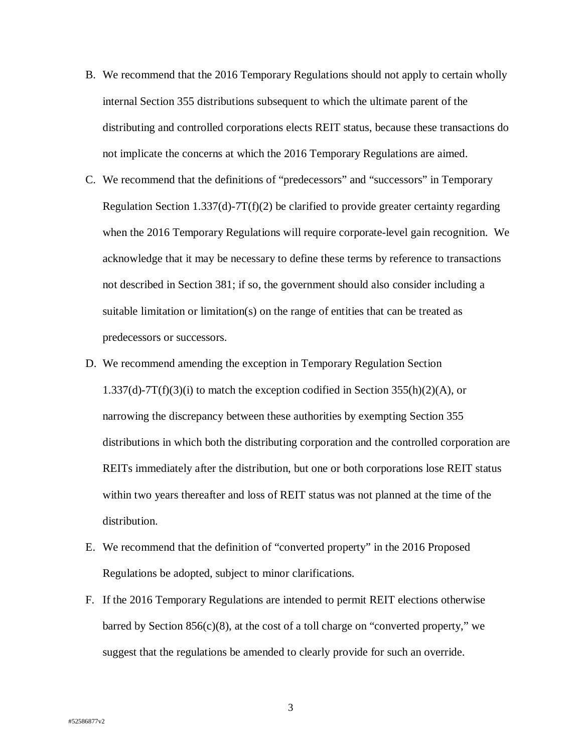B. We recommend that the 2016 Temporary Regulations should not apply to certain wholly internal Section 355 distributions subsequent to which the ultimate parent of the distributing and controlled corporations elects REIT status, because these transactions do not implicate the concerns at which the 2016 Temporary Regulations are aimed.

C. We recommend that the definitions of "predecessors" and "successors" in Temporary Regulation Section 1.337(d)-7T(f)(2) be clarified to provide greater certainty regarding when the 2016 Temporary Regulations will require corporate-level gain recognition. We acknowledge that it may be necessary to define these terms by reference to transactions not described in Section 381; if so, the government should also consider including a suitable limitation or limitation(s) on the range of entities that can be treated as predecessors or successors.

D. We recommend amending the exception in Temporary Regulation Section 1.337(d)-7T(f)(3)(i) to match the exception codified in Section 355(h)(2)(A), or narrowing the discrepancy between these authorities by exempting Section 355 distributions in which both the distributing corporation and the controlled corporation are REITs immediately after the distribution, but one or both corporations lose REIT status within two years thereafter and loss of REIT status was not planned at the time of the distribution.

E. We recommend that the definition of "converted property" in the 2016 Proposed Regulations be adopted, subject to minor clarifications.

F. If the 2016 Temporary Regulations are intended to permit REIT elections otherwise barred by Section 856(c)(8), at the cost of a toll charge on "converted property," we suggest that the regulations be amended to clearly provide for such an override.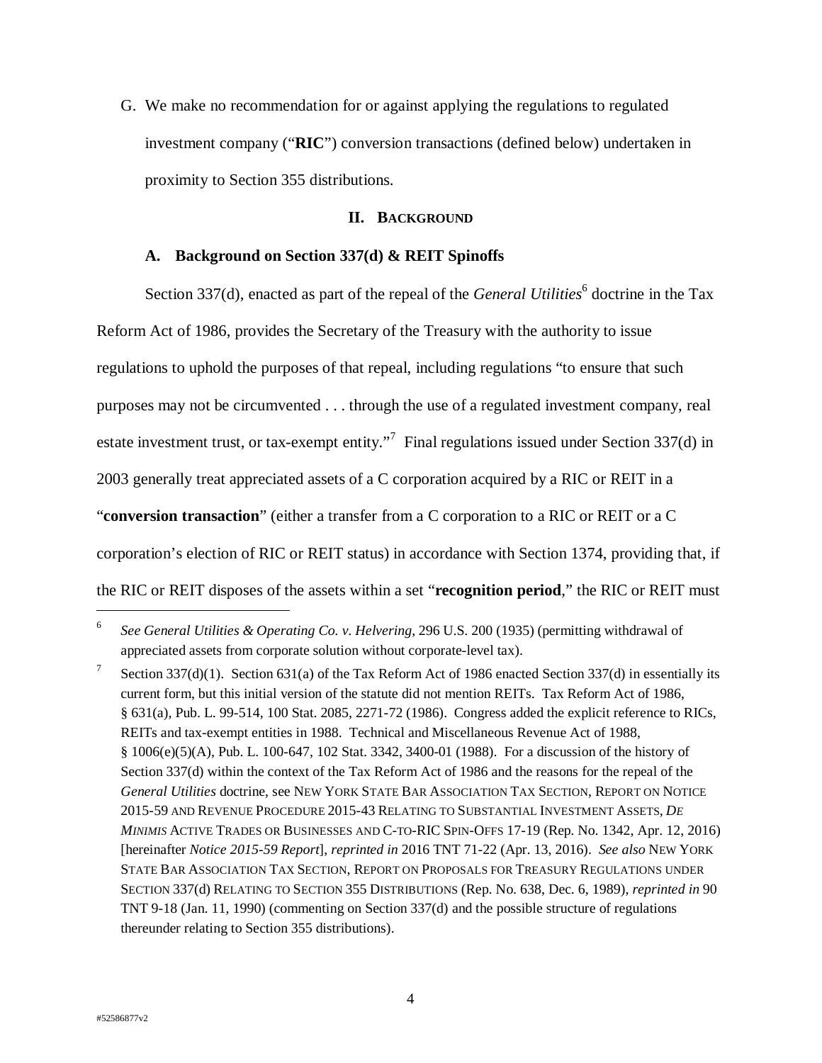G. We make no recommendation for or against applying the regulations to regulated investment company ("**RIC**") conversion transactions (defined below) undertaken in proximity to Section 355 distributions.

## II. BACKGROUND

### A. Background on Section 337(d) & REIT Spinoffs

Section 337(d), enacted as part of the repeal of the *General Utilities*[6] doctrine in the Tax Reform Act of 1986, provides the Secretary of the Treasury with the authority to issue regulations to uphold the purposes of that repeal, including regulations "to ensure that such purposes may not be circumvented . . . through the use of a regulated investment company, real estate investment trust, or tax-exempt entity."[7] Final regulations issued under Section 337(d) in 2003 generally treat appreciated assets of a C corporation acquired by a RIC or REIT in a "**conversion transaction**" (either a transfer from a C corporation to a RIC or REIT or a C corporation's election of RIC or REIT status) in accordance with Section 1374, providing that, if the RIC or REIT disposes of the assets within a set "**recognition period**," the RIC or REIT must

---

[6] *See General Utilities & Operating Co. v. Helvering*, 296 U.S. 200 (1935) (permitting withdrawal of appreciated assets from corporate solution without corporate-level tax).

[7] Section 337(d)(1). Section 631(a) of the Tax Reform Act of 1986 enacted Section 337(d) in essentially its current form, but this initial version of the statute did not mention REITs. Tax Reform Act of 1986, § 631(a), Pub. L. 99-514, 100 Stat. 2085, 2271-72 (1986). Congress added the explicit reference to RICs, REITs and tax-exempt entities in 1988. Technical and Miscellaneous Revenue Act of 1988, § 1006(e)(5)(A), Pub. L. 100-647, 102 Stat. 3342, 3400-01 (1988). For a discussion of the history of Section 337(d) within the context of the Tax Reform Act of 1986 and the reasons for the repeal of the *General Utilities* doctrine, see NEW YORK STATE BAR ASSOCIATION TAX SECTION, REPORT ON NOTICE 2015-59 AND REVENUE PROCEDURE 2015-43 RELATING TO SUBSTANTIAL INVESTMENT ASSETS, *DE MINIMIS* ACTIVE TRADES OR BUSINESSES AND C-TO-RIC SPIN-OFFS 17-19 (Rep. No. 1342, Apr. 12, 2016) [hereinafter *Notice 2015-59 Report*], *reprinted in* 2016 TNT 71-22 (Apr. 13, 2016). *See also* NEW YORK STATE BAR ASSOCIATION TAX SECTION, REPORT ON PROPOSALS FOR TREASURY REGULATIONS UNDER SECTION 337(d) RELATING TO SECTION 355 DISTRIBUTIONS (Rep. No. 638, Dec. 6, 1989), *reprinted in* 90 TNT 9-18 (Jan. 11, 1990) (commenting on Section 337(d) and the possible structure of regulations thereunder relating to Section 355 distributions).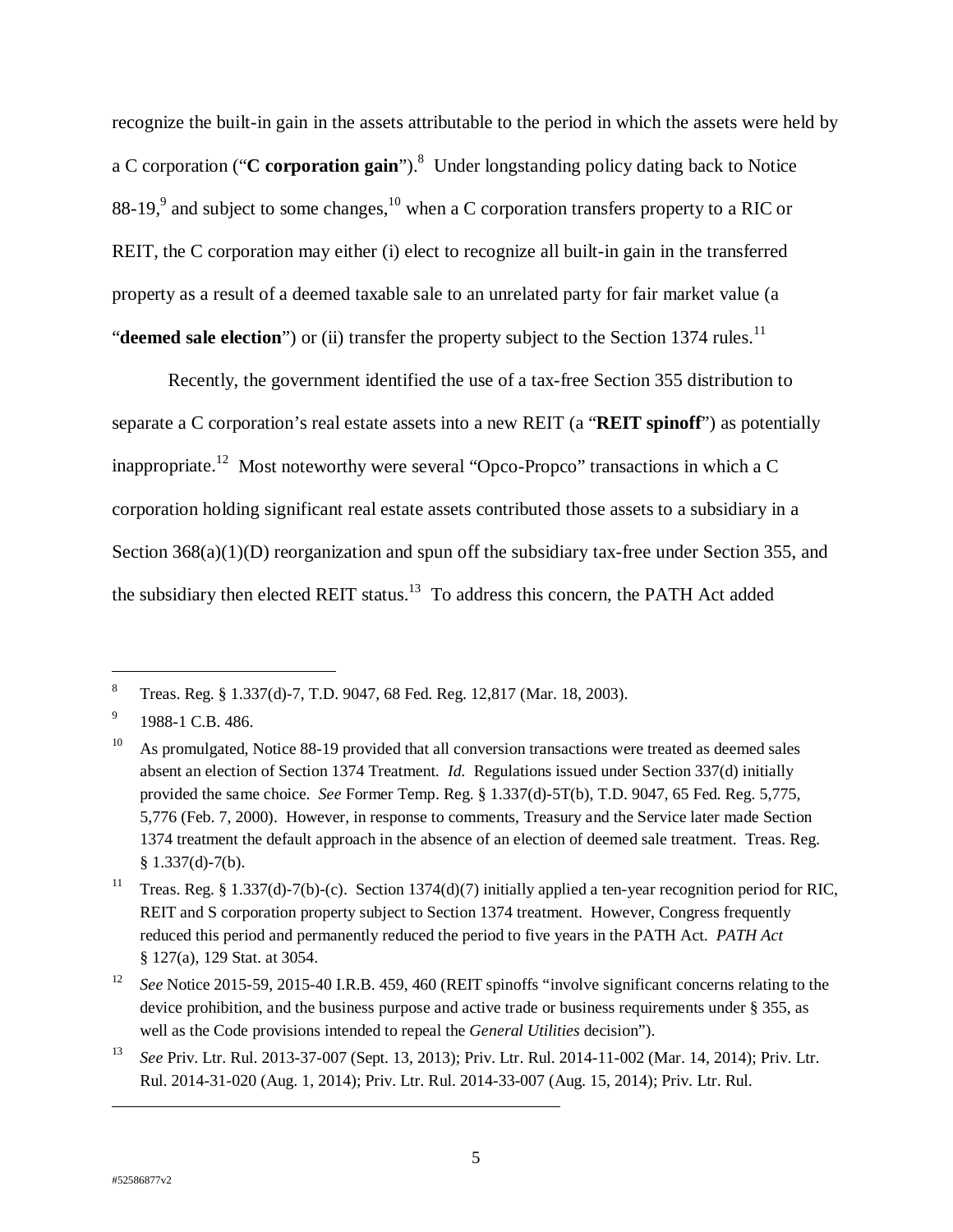recognize the built-in gain in the assets attributable to the period in which the assets were held by a C corporation ("**C corporation gain**").[8] Under longstanding policy dating back to Notice 88-19,[9] and subject to some changes,[10] when a C corporation transfers property to a RIC or REIT, the C corporation may either (i) elect to recognize all built-in gain in the transferred property as a result of a deemed taxable sale to an unrelated party for fair market value (a "**deemed sale election**") or (ii) transfer the property subject to the Section 1374 rules.[11]

Recently, the government identified the use of a tax-free Section 355 distribution to separate a C corporation's real estate assets into a new REIT (a "**REIT spinoff**") as potentially inappropriate.[12] Most noteworthy were several "Opco-Propco" transactions in which a C corporation holding significant real estate assets contributed those assets to a subsidiary in a Section 368(a)(1)(D) reorganization and spun off the subsidiary tax-free under Section 355, and the subsidiary then elected REIT status.[13] To address this concern, the PATH Act added

---

[8] Treas. Reg. § 1.337(d)-7, T.D. 9047, 68 Fed. Reg. 12,817 (Mar. 18, 2003).

[9] 1988-1 C.B. 486.

[10] As promulgated, Notice 88-19 provided that all conversion transactions were treated as deemed sales absent an election of Section 1374 Treatment. *Id.* Regulations issued under Section 337(d) initially provided the same choice. *See* Former Temp. Reg. § 1.337(d)-5T(b), T.D. 9047, 65 Fed. Reg. 5,775, 5,776 (Feb. 7, 2000). However, in response to comments, Treasury and the Service later made Section 1374 treatment the default approach in the absence of an election of deemed sale treatment. Treas. Reg. § 1.337(d)-7(b).

[11] Treas. Reg. § 1.337(d)-7(b)-(c). Section 1374(d)(7) initially applied a ten-year recognition period for RIC, REIT and S corporation property subject to Section 1374 treatment. However, Congress frequently reduced this period and permanently reduced the period to five years in the PATH Act. *PATH Act* § 127(a), 129 Stat. at 3054.

[12] *See* Notice 2015-59, 2015-40 I.R.B. 459, 460 (REIT spinoffs "involve significant concerns relating to the device prohibition, and the business purpose and active trade or business requirements under § 355, as well as the Code provisions intended to repeal the *General Utilities* decision").

[13] *See* Priv. Ltr. Rul. 2013-37-007 (Sept. 13, 2013); Priv. Ltr. Rul. 2014-11-002 (Mar. 14, 2014); Priv. Ltr. Rul. 2014-31-020 (Aug. 1, 2014); Priv. Ltr. Rul. 2014-33-007 (Aug. 15, 2014); Priv. Ltr. Rul.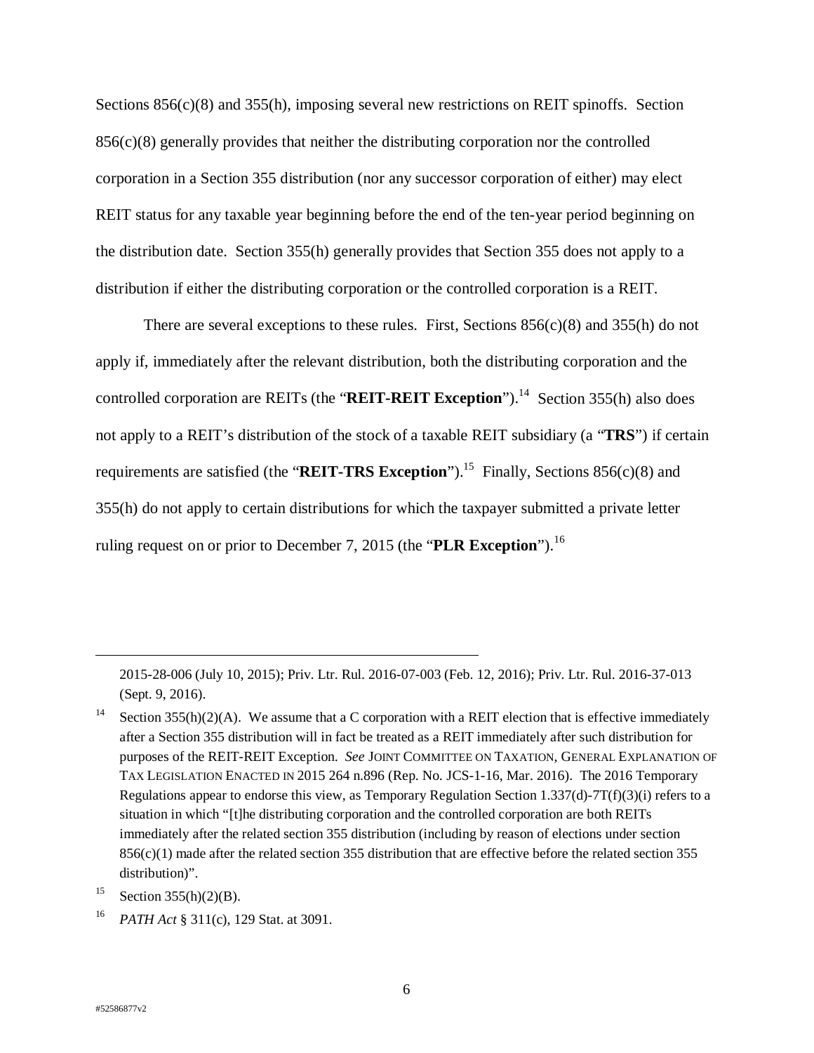Sections 856(c)(8) and 355(h), imposing several new restrictions on REIT spinoffs. Section 856(c)(8) generally provides that neither the distributing corporation nor the controlled corporation in a Section 355 distribution (nor any successor corporation of either) may elect REIT status for any taxable year beginning before the end of the ten-year period beginning on the distribution date. Section 355(h) generally provides that Section 355 does not apply to a distribution if either the distributing corporation or the controlled corporation is a REIT.

There are several exceptions to these rules. First, Sections 856(c)(8) and 355(h) do not apply if, immediately after the relevant distribution, both the distributing corporation and the controlled corporation are REITs (the "**REIT-REIT Exception**").[14] Section 355(h) also does not apply to a REIT's distribution of the stock of a taxable REIT subsidiary (a "**TRS**") if certain requirements are satisfied (the "**REIT-TRS Exception**").[15] Finally, Sections 856(c)(8) and 355(h) do not apply to certain distributions for which the taxpayer submitted a private letter ruling request on or prior to December 7, 2015 (the "**PLR Exception**").[16]

---

2015-28-006 (July 10, 2015); Priv. Ltr. Rul. 2016-07-003 (Feb. 12, 2016); Priv. Ltr. Rul. 2016-37-013 (Sept. 9, 2016).

[14] Section 355(h)(2)(A). We assume that a C corporation with a REIT election that is effective immediately after a Section 355 distribution will in fact be treated as a REIT immediately after such distribution for purposes of the REIT-REIT Exception. *See* JOINT COMMITTEE ON TAXATION, GENERAL EXPLANATION OF TAX LEGISLATION ENACTED IN 2015 264 n.896 (Rep. No. JCS-1-16, Mar. 2016). The 2016 Temporary Regulations appear to endorse this view, as Temporary Regulation Section 1.337(d)-7T(f)(3)(i) refers to a situation in which "[t]he distributing corporation and the controlled corporation are both REITs immediately after the related section 355 distribution (including by reason of elections under section 856(c)(1) made after the related section 355 distribution that are effective before the related section 355 distribution)".

[15] Section 355(h)(2)(B).

[16] *PATH Act* § 311(c), 129 Stat. at 3091.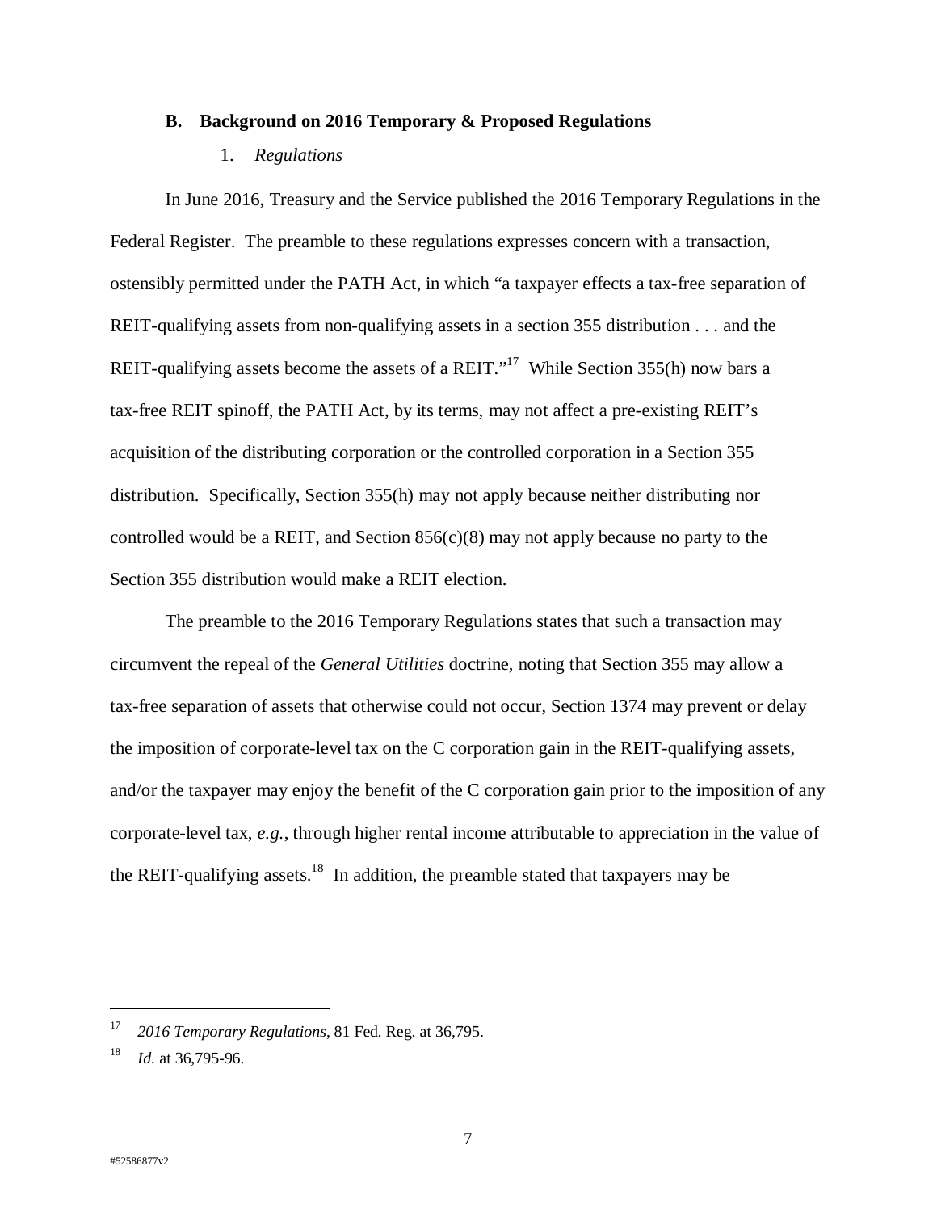### B. Background on 2016 Temporary & Proposed Regulations

#### 1. *Regulations*

In June 2016, Treasury and the Service published the 2016 Temporary Regulations in the Federal Register. The preamble to these regulations expresses concern with a transaction, ostensibly permitted under the PATH Act, in which "a taxpayer effects a tax-free separation of REIT-qualifying assets from non-qualifying assets in a section 355 distribution . . . and the REIT-qualifying assets become the assets of a REIT."[17] While Section 355(h) now bars a tax-free REIT spinoff, the PATH Act, by its terms, may not affect a pre-existing REIT's acquisition of the distributing corporation or the controlled corporation in a Section 355 distribution. Specifically, Section 355(h) may not apply because neither distributing nor controlled would be a REIT, and Section 856(c)(8) may not apply because no party to the Section 355 distribution would make a REIT election.

The preamble to the 2016 Temporary Regulations states that such a transaction may circumvent the repeal of the *General Utilities* doctrine, noting that Section 355 may allow a tax-free separation of assets that otherwise could not occur, Section 1374 may prevent or delay the imposition of corporate-level tax on the C corporation gain in the REIT-qualifying assets, and/or the taxpayer may enjoy the benefit of the C corporation gain prior to the imposition of any corporate-level tax, *e.g.*, through higher rental income attributable to appreciation in the value of the REIT-qualifying assets.[18] In addition, the preamble stated that taxpayers may be

---

[17] *2016 Temporary Regulations*, 81 Fed. Reg. at 36,795.

[18] *Id.* at 36,795-96.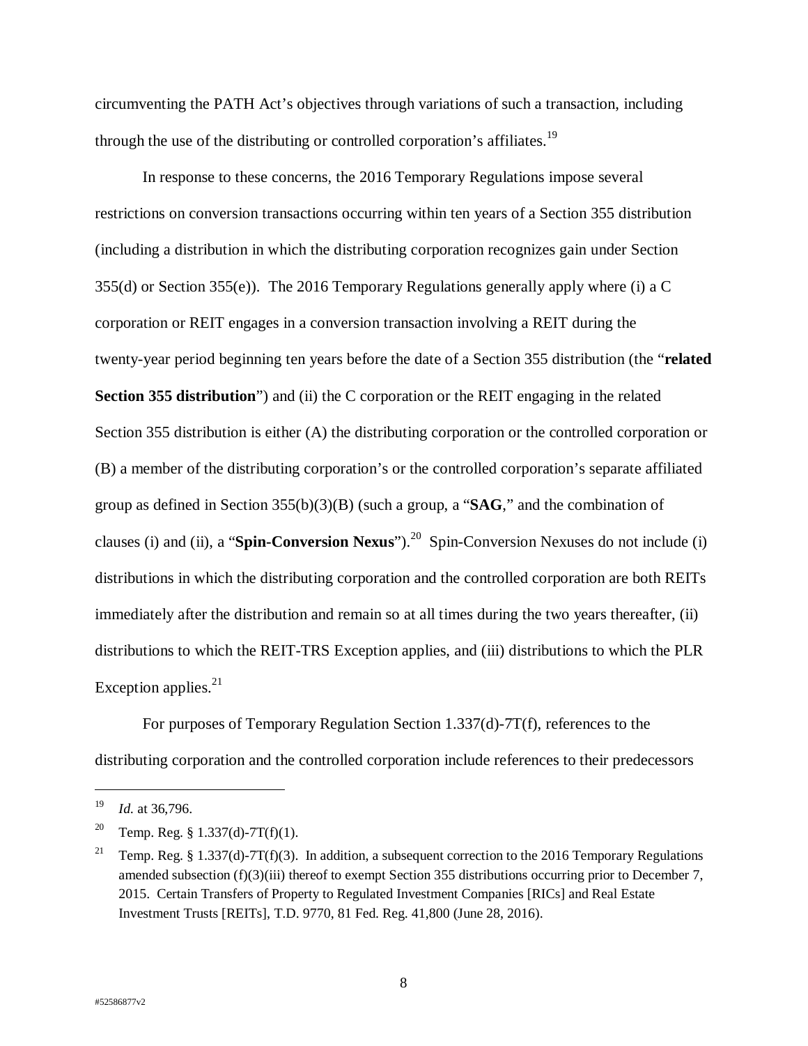circumventing the PATH Act's objectives through variations of such a transaction, including through the use of the distributing or controlled corporation's affiliates.[19]

In response to these concerns, the 2016 Temporary Regulations impose several restrictions on conversion transactions occurring within ten years of a Section 355 distribution (including a distribution in which the distributing corporation recognizes gain under Section 355(d) or Section 355(e)). The 2016 Temporary Regulations generally apply where (i) a C corporation or REIT engages in a conversion transaction involving a REIT during the twenty-year period beginning ten years before the date of a Section 355 distribution (the "**related Section 355 distribution**") and (ii) the C corporation or the REIT engaging in the related Section 355 distribution is either (A) the distributing corporation or the controlled corporation or (B) a member of the distributing corporation's or the controlled corporation's separate affiliated group as defined in Section 355(b)(3)(B) (such a group, a "**SAG**," and the combination of clauses (i) and (ii), a "**Spin-Conversion Nexus**").[20] Spin-Conversion Nexuses do not include (i) distributions in which the distributing corporation and the controlled corporation are both REITs immediately after the distribution and remain so at all times during the two years thereafter, (ii) distributions to which the REIT-TRS Exception applies, and (iii) distributions to which the PLR Exception applies.[21]

For purposes of Temporary Regulation Section 1.337(d)-7T(f), references to the distributing corporation and the controlled corporation include references to their predecessors

---

[19] *Id.* at 36,796.

[20] Temp. Reg. § 1.337(d)-7T(f)(1).

[21] Temp. Reg. § 1.337(d)-7T(f)(3). In addition, a subsequent correction to the 2016 Temporary Regulations amended subsection (f)(3)(iii) thereof to exempt Section 355 distributions occurring prior to December 7, 2015. Certain Transfers of Property to Regulated Investment Companies [RICs] and Real Estate Investment Trusts [REITs], T.D. 9770, 81 Fed. Reg. 41,800 (June 28, 2016).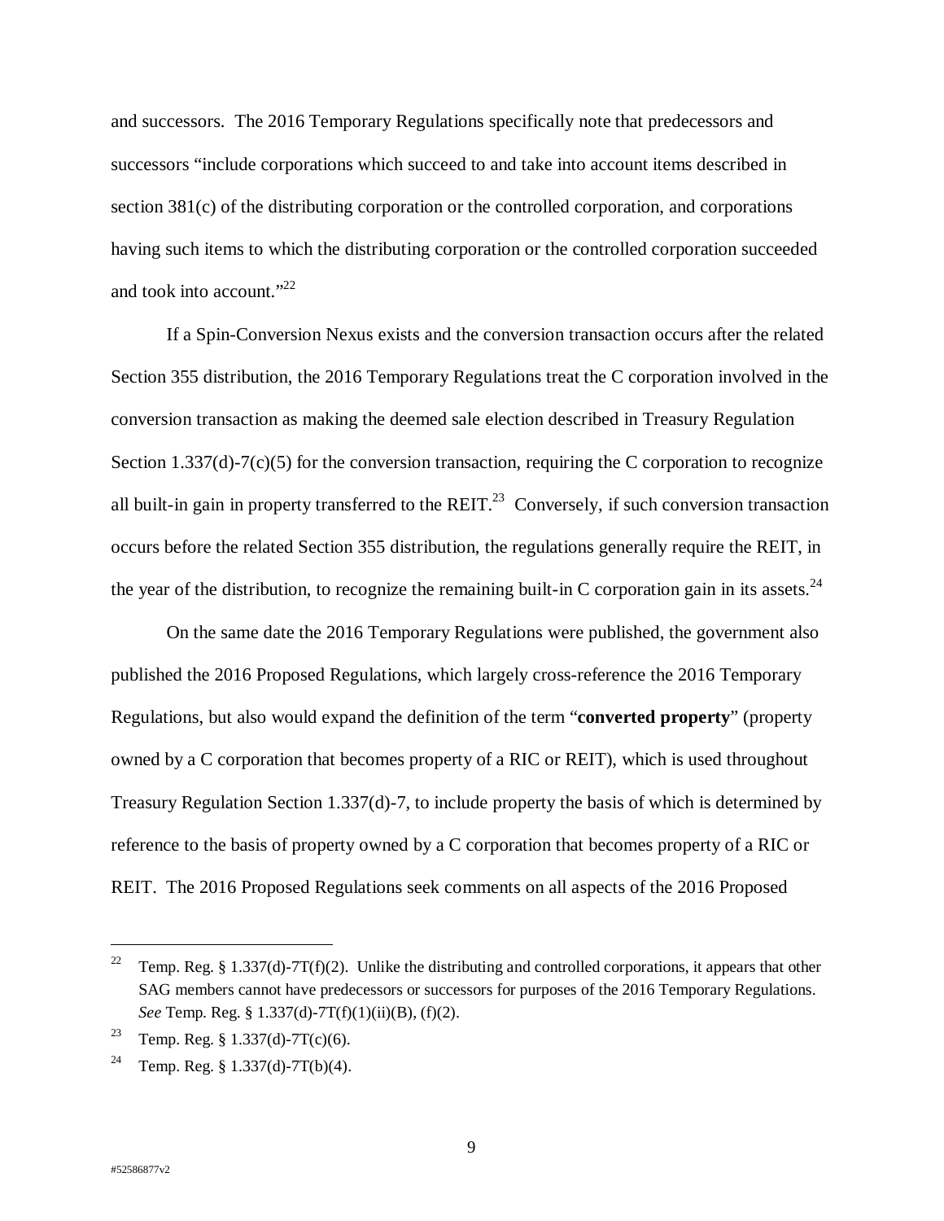and successors. The 2016 Temporary Regulations specifically note that predecessors and successors "include corporations which succeed to and take into account items described in section 381(c) of the distributing corporation or the controlled corporation, and corporations having such items to which the distributing corporation or the controlled corporation succeeded and took into account."[22]

If a Spin-Conversion Nexus exists and the conversion transaction occurs after the related Section 355 distribution, the 2016 Temporary Regulations treat the C corporation involved in the conversion transaction as making the deemed sale election described in Treasury Regulation Section 1.337(d)-7(c)(5) for the conversion transaction, requiring the C corporation to recognize all built-in gain in property transferred to the REIT.[23] Conversely, if such conversion transaction occurs before the related Section 355 distribution, the regulations generally require the REIT, in the year of the distribution, to recognize the remaining built-in C corporation gain in its assets.[24]

On the same date the 2016 Temporary Regulations were published, the government also published the 2016 Proposed Regulations, which largely cross-reference the 2016 Temporary Regulations, but also would expand the definition of the term "**converted property**" (property owned by a C corporation that becomes property of a RIC or REIT), which is used throughout Treasury Regulation Section 1.337(d)-7, to include property the basis of which is determined by reference to the basis of property owned by a C corporation that becomes property of a RIC or REIT. The 2016 Proposed Regulations seek comments on all aspects of the 2016 Proposed

---

[22] Temp. Reg. § 1.337(d)-7T(f)(2). Unlike the distributing and controlled corporations, it appears that other SAG members cannot have predecessors or successors for purposes of the 2016 Temporary Regulations. *See* Temp. Reg. § 1.337(d)-7T(f)(1)(ii)(B), (f)(2).

[23] Temp. Reg. § 1.337(d)-7T(c)(6).

[24] Temp. Reg. § 1.337(d)-7T(b)(4).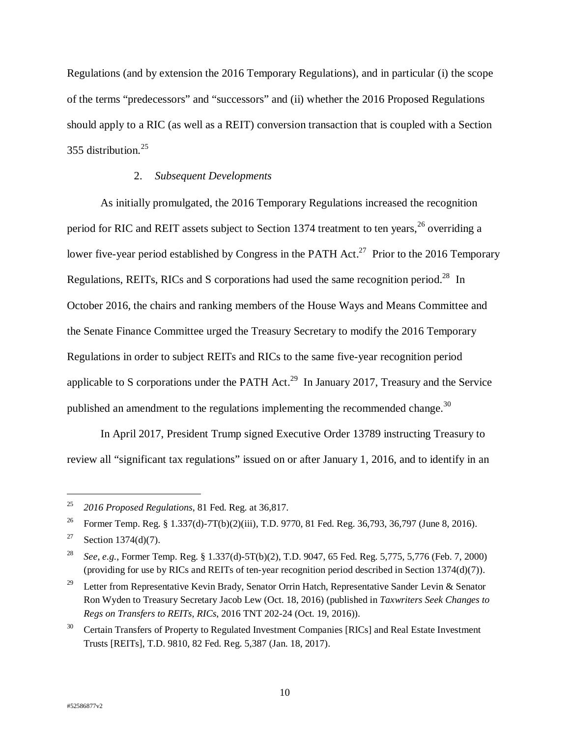Regulations (and by extension the 2016 Temporary Regulations), and in particular (i) the scope of the terms "predecessors" and "successors" and (ii) whether the 2016 Proposed Regulations should apply to a RIC (as well as a REIT) conversion transaction that is coupled with a Section 355 distribution.[25]

### 2. *Subsequent Developments*

As initially promulgated, the 2016 Temporary Regulations increased the recognition period for RIC and REIT assets subject to Section 1374 treatment to ten years,[26] overriding a lower five-year period established by Congress in the PATH Act.[27] Prior to the 2016 Temporary Regulations, REITs, RICs and S corporations had used the same recognition period.[28] In October 2016, the chairs and ranking members of the House Ways and Means Committee and the Senate Finance Committee urged the Treasury Secretary to modify the 2016 Temporary Regulations in order to subject REITs and RICs to the same five-year recognition period applicable to S corporations under the PATH Act.[29] In January 2017, Treasury and the Service published an amendment to the regulations implementing the recommended change.[30]

In April 2017, President Trump signed Executive Order 13789 instructing Treasury to review all "significant tax regulations" issued on or after January 1, 2016, and to identify in an

---

[25] *2016 Proposed Regulations*, 81 Fed. Reg. at 36,817.

[26] Former Temp. Reg. § 1.337(d)-7T(b)(2)(iii), T.D. 9770, 81 Fed. Reg. 36,793, 36,797 (June 8, 2016).

[27] Section 1374(d)(7).

[28] *See*, *e.g.*, Former Temp. Reg. § 1.337(d)-5T(b)(2), T.D. 9047, 65 Fed. Reg. 5,775, 5,776 (Feb. 7, 2000) (providing for use by RICs and REITs of ten-year recognition period described in Section 1374(d)(7)).

[29] Letter from Representative Kevin Brady, Senator Orrin Hatch, Representative Sander Levin & Senator Ron Wyden to Treasury Secretary Jacob Lew (Oct. 18, 2016) (published in *Taxwriters Seek Changes to Regs on Transfers to REITs, RICs*, 2016 TNT 202-24 (Oct. 19, 2016)).

[30] Certain Transfers of Property to Regulated Investment Companies [RICs] and Real Estate Investment Trusts [REITs], T.D. 9810, 82 Fed. Reg. 5,387 (Jan. 18, 2017).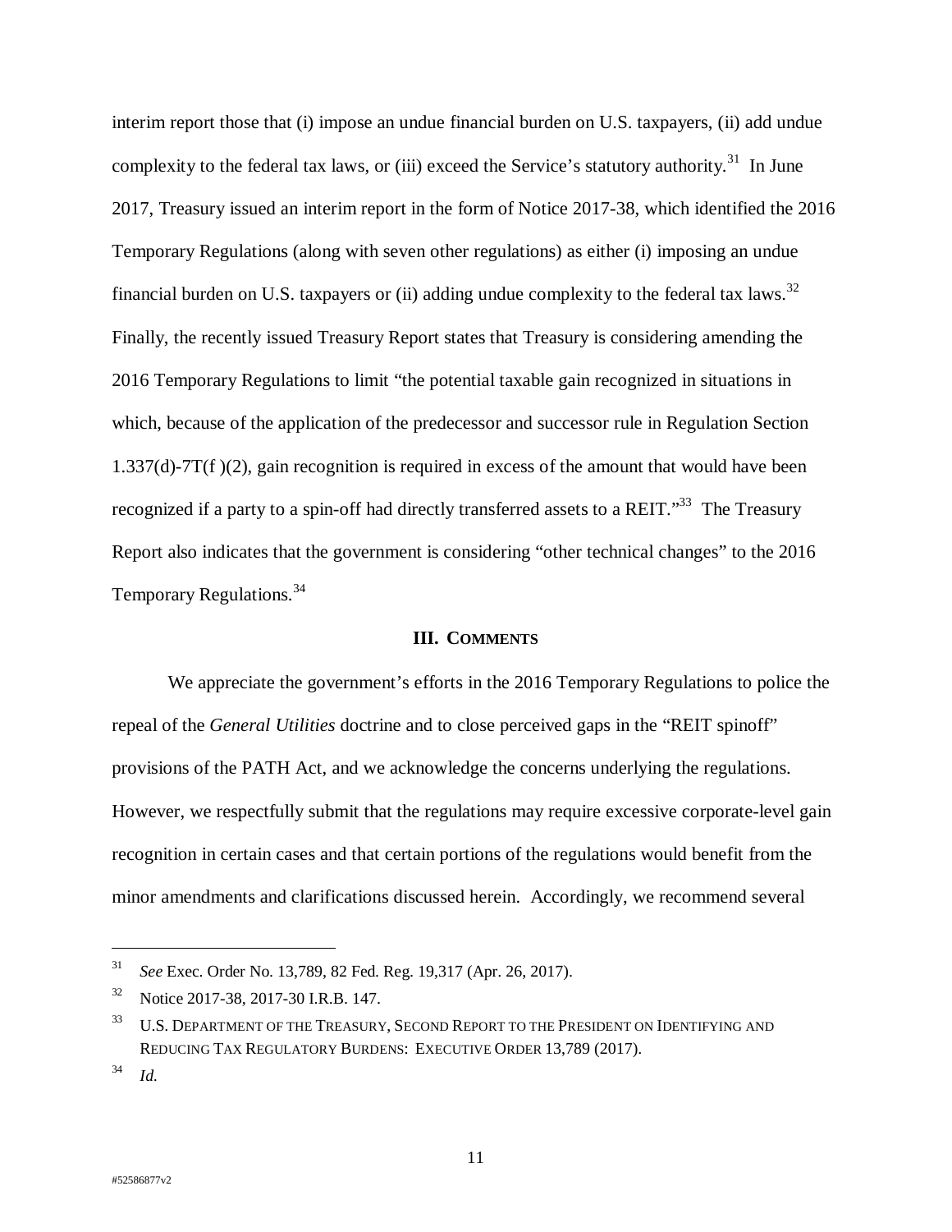interim report those that (i) impose an undue financial burden on U.S. taxpayers, (ii) add undue complexity to the federal tax laws, or (iii) exceed the Service's statutory authority.[31] In June 2017, Treasury issued an interim report in the form of Notice 2017-38, which identified the 2016 Temporary Regulations (along with seven other regulations) as either (i) imposing an undue financial burden on U.S. taxpayers or (ii) adding undue complexity to the federal tax laws.[32] Finally, the recently issued Treasury Report states that Treasury is considering amending the 2016 Temporary Regulations to limit "the potential taxable gain recognized in situations in which, because of the application of the predecessor and successor rule in Regulation Section 1.337(d)-7T(f )(2), gain recognition is required in excess of the amount that would have been recognized if a party to a spin-off had directly transferred assets to a REIT."[33] The Treasury Report also indicates that the government is considering "other technical changes" to the 2016 Temporary Regulations.[34]

## III. COMMENTS

We appreciate the government's efforts in the 2016 Temporary Regulations to police the repeal of the *General Utilities* doctrine and to close perceived gaps in the "REIT spinoff" provisions of the PATH Act, and we acknowledge the concerns underlying the regulations. However, we respectfully submit that the regulations may require excessive corporate-level gain recognition in certain cases and that certain portions of the regulations would benefit from the minor amendments and clarifications discussed herein. Accordingly, we recommend several

---

[31] *See* Exec. Order No. 13,789, 82 Fed. Reg. 19,317 (Apr. 26, 2017).

[32] Notice 2017-38, 2017-30 I.R.B. 147.

[33] U.S. DEPARTMENT OF THE TREASURY, SECOND REPORT TO THE PRESIDENT ON IDENTIFYING AND REDUCING TAX REGULATORY BURDENS: EXECUTIVE ORDER 13,789 (2017).

[34] *Id.*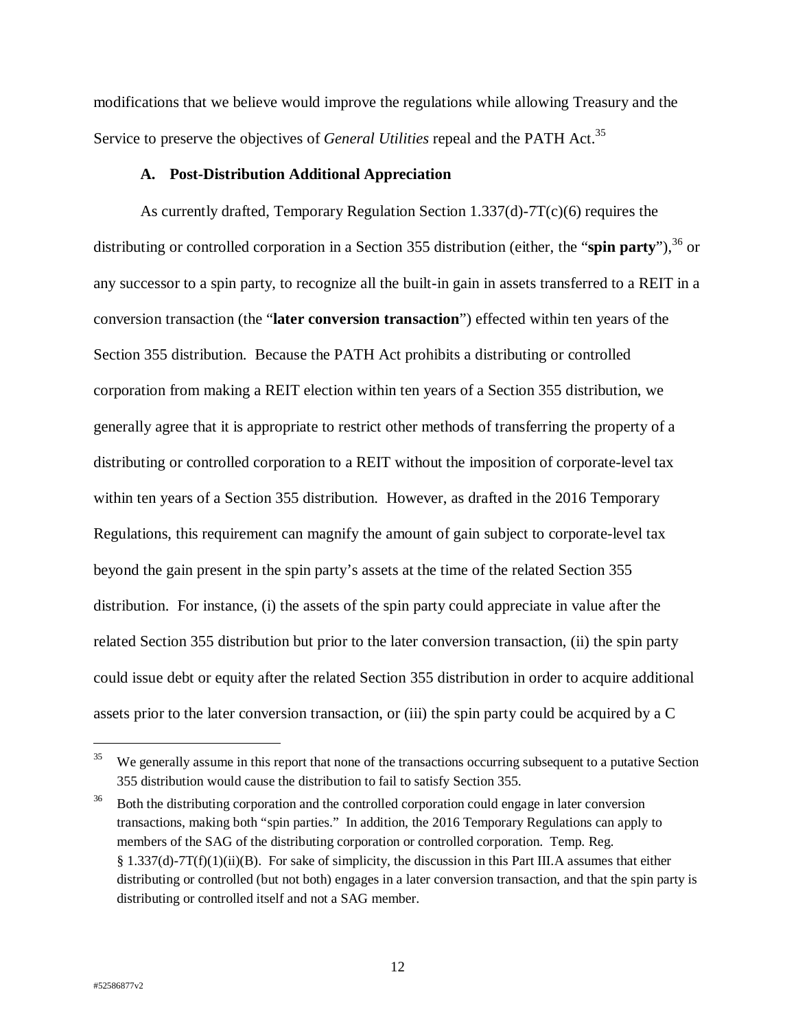modifications that we believe would improve the regulations while allowing Treasury and the Service to preserve the objectives of *General Utilities* repeal and the PATH Act.[35]

### A. Post-Distribution Additional Appreciation

As currently drafted, Temporary Regulation Section 1.337(d)-7T(c)(6) requires the distributing or controlled corporation in a Section 355 distribution (either, the "**spin party**"),[36] or any successor to a spin party, to recognize all the built-in gain in assets transferred to a REIT in a conversion transaction (the "**later conversion transaction**") effected within ten years of the Section 355 distribution. Because the PATH Act prohibits a distributing or controlled corporation from making a REIT election within ten years of a Section 355 distribution, we generally agree that it is appropriate to restrict other methods of transferring the property of a distributing or controlled corporation to a REIT without the imposition of corporate-level tax within ten years of a Section 355 distribution. However, as drafted in the 2016 Temporary Regulations, this requirement can magnify the amount of gain subject to corporate-level tax beyond the gain present in the spin party's assets at the time of the related Section 355 distribution. For instance, (i) the assets of the spin party could appreciate in value after the related Section 355 distribution but prior to the later conversion transaction, (ii) the spin party could issue debt or equity after the related Section 355 distribution in order to acquire additional assets prior to the later conversion transaction, or (iii) the spin party could be acquired by a C

---

[35] We generally assume in this report that none of the transactions occurring subsequent to a putative Section 355 distribution would cause the distribution to fail to satisfy Section 355.

[36] Both the distributing corporation and the controlled corporation could engage in later conversion transactions, making both "spin parties." In addition, the 2016 Temporary Regulations can apply to members of the SAG of the distributing corporation or controlled corporation. Temp. Reg. § 1.337(d)-7T(f)(1)(ii)(B). For sake of simplicity, the discussion in this Part III.A assumes that either distributing or controlled (but not both) engages in a later conversion transaction, and that the spin party is distributing or controlled itself and not a SAG member.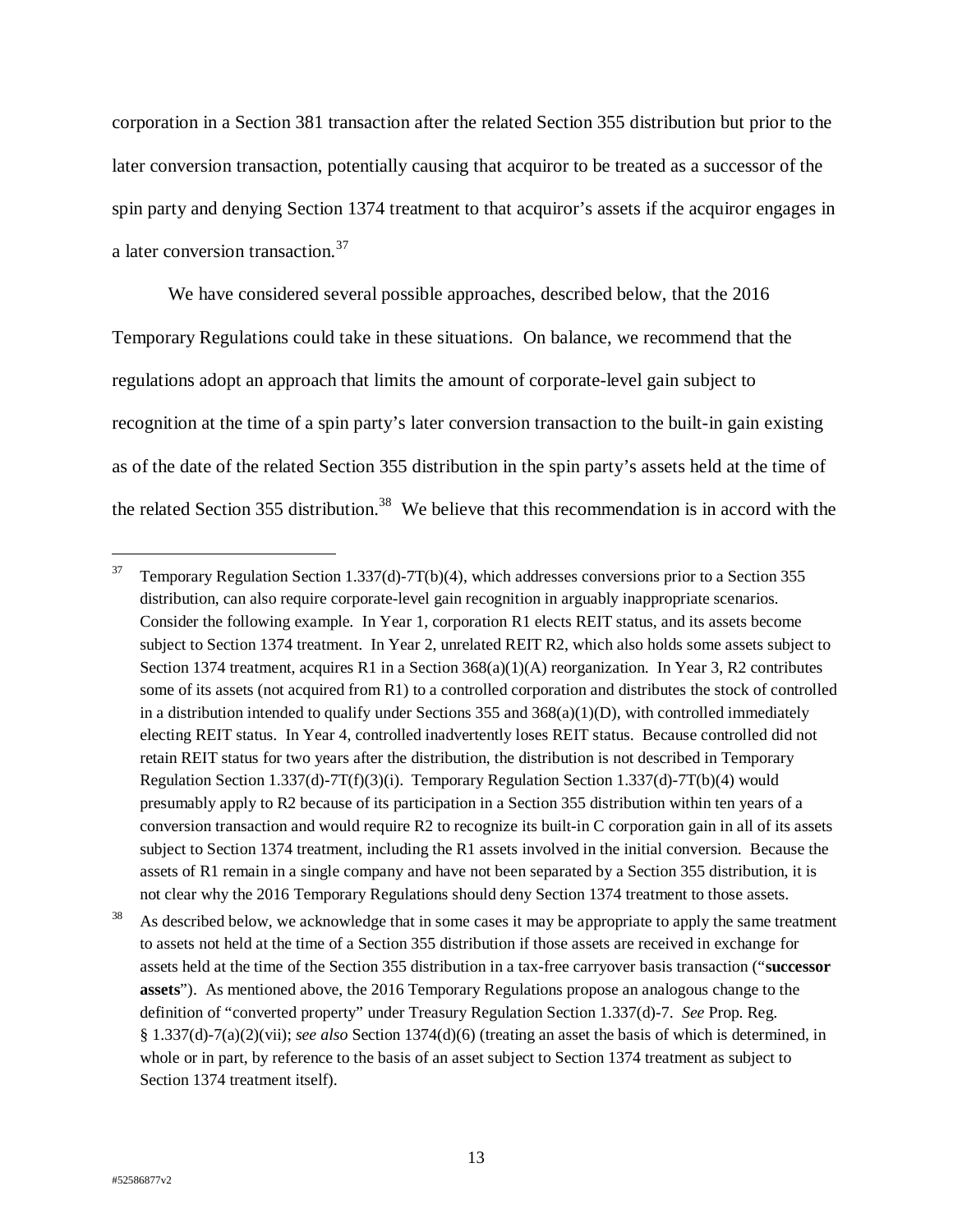corporation in a Section 381 transaction after the related Section 355 distribution but prior to the later conversion transaction, potentially causing that acquiror to be treated as a successor of the spin party and denying Section 1374 treatment to that acquiror's assets if the acquiror engages in a later conversion transaction.[37]

We have considered several possible approaches, described below, that the 2016 Temporary Regulations could take in these situations. On balance, we recommend that the regulations adopt an approach that limits the amount of corporate-level gain subject to recognition at the time of a spin party's later conversion transaction to the built-in gain existing as of the date of the related Section 355 distribution in the spin party's assets held at the time of the related Section 355 distribution.[38] We believe that this recommendation is in accord with the

---

[37] Temporary Regulation Section 1.337(d)-7T(b)(4), which addresses conversions prior to a Section 355 distribution, can also require corporate-level gain recognition in arguably inappropriate scenarios. Consider the following example. In Year 1, corporation R1 elects REIT status, and its assets become subject to Section 1374 treatment. In Year 2, unrelated REIT R2, which also holds some assets subject to Section 1374 treatment, acquires R1 in a Section 368(a)(1)(A) reorganization. In Year 3, R2 contributes some of its assets (not acquired from R1) to a controlled corporation and distributes the stock of controlled in a distribution intended to qualify under Sections 355 and 368(a)(1)(D), with controlled immediately electing REIT status. In Year 4, controlled inadvertently loses REIT status. Because controlled did not retain REIT status for two years after the distribution, the distribution is not described in Temporary Regulation Section 1.337(d)-7T(f)(3)(i). Temporary Regulation Section 1.337(d)-7T(b)(4) would presumably apply to R2 because of its participation in a Section 355 distribution within ten years of a conversion transaction and would require R2 to recognize its built-in C corporation gain in all of its assets subject to Section 1374 treatment, including the R1 assets involved in the initial conversion. Because the assets of R1 remain in a single company and have not been separated by a Section 355 distribution, it is not clear why the 2016 Temporary Regulations should deny Section 1374 treatment to those assets.

[38] As described below, we acknowledge that in some cases it may be appropriate to apply the same treatment to assets not held at the time of a Section 355 distribution if those assets are received in exchange for assets held at the time of the Section 355 distribution in a tax-free carryover basis transaction ("**successor assets**"). As mentioned above, the 2016 Temporary Regulations propose an analogous change to the definition of "converted property" under Treasury Regulation Section 1.337(d)-7. *See* Prop. Reg. § 1.337(d)-7(a)(2)(vii); *see also* Section 1374(d)(6) (treating an asset the basis of which is determined, in whole or in part, by reference to the basis of an asset subject to Section 1374 treatment as subject to Section 1374 treatment itself).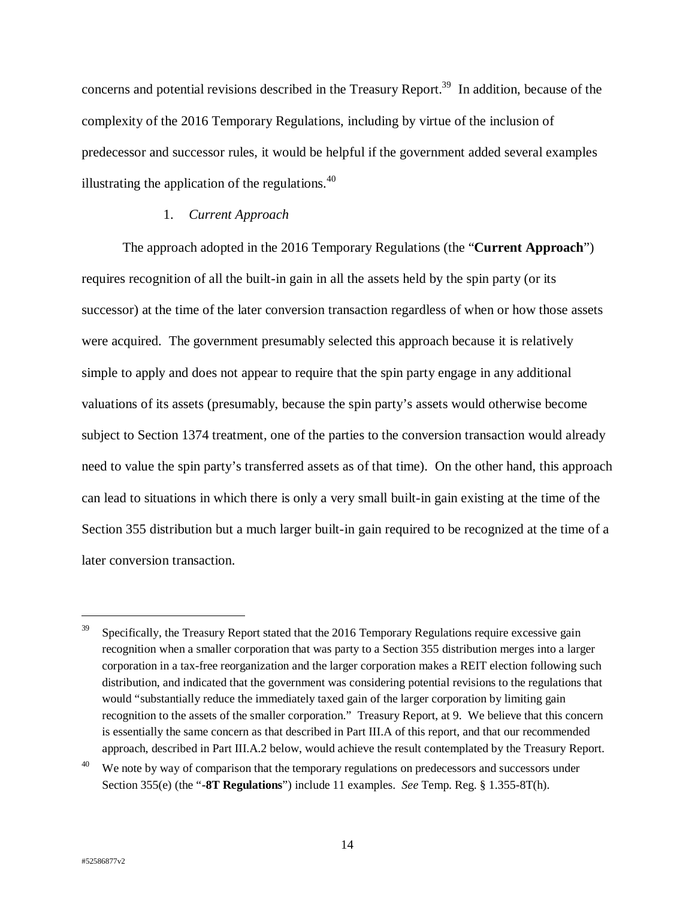concerns and potential revisions described in the Treasury Report.[39] In addition, because of the complexity of the 2016 Temporary Regulations, including by virtue of the inclusion of predecessor and successor rules, it would be helpful if the government added several examples illustrating the application of the regulations.[40]

1. *Current Approach*

The approach adopted in the 2016 Temporary Regulations (the "**Current Approach**") requires recognition of all the built-in gain in all the assets held by the spin party (or its successor) at the time of the later conversion transaction regardless of when or how those assets were acquired. The government presumably selected this approach because it is relatively simple to apply and does not appear to require that the spin party engage in any additional valuations of its assets (presumably, because the spin party's assets would otherwise become subject to Section 1374 treatment, one of the parties to the conversion transaction would already need to value the spin party's transferred assets as of that time). On the other hand, this approach can lead to situations in which there is only a very small built-in gain existing at the time of the Section 355 distribution but a much larger built-in gain required to be recognized at the time of a later conversion transaction.

---

[39] Specifically, the Treasury Report stated that the 2016 Temporary Regulations require excessive gain recognition when a smaller corporation that was party to a Section 355 distribution merges into a larger corporation in a tax-free reorganization and the larger corporation makes a REIT election following such distribution, and indicated that the government was considering potential revisions to the regulations that would "substantially reduce the immediately taxed gain of the larger corporation by limiting gain recognition to the assets of the smaller corporation." Treasury Report, at 9. We believe that this concern is essentially the same concern as that described in Part III.A of this report, and that our recommended approach, described in Part III.A.2 below, would achieve the result contemplated by the Treasury Report.

[40] We note by way of comparison that the temporary regulations on predecessors and successors under Section 355(e) (the "**-8T Regulations**") include 11 examples. *See* Temp. Reg. § 1.355-8T(h).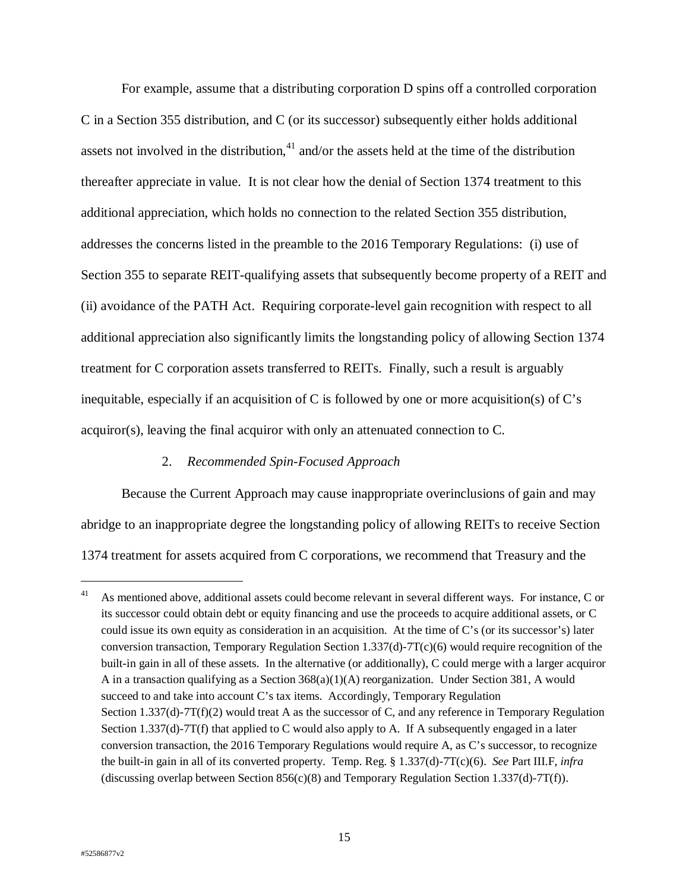For example, assume that a distributing corporation D spins off a controlled corporation C in a Section 355 distribution, and C (or its successor) subsequently either holds additional assets not involved in the distribution,[41] and/or the assets held at the time of the distribution thereafter appreciate in value. It is not clear how the denial of Section 1374 treatment to this additional appreciation, which holds no connection to the related Section 355 distribution, addresses the concerns listed in the preamble to the 2016 Temporary Regulations: (i) use of Section 355 to separate REIT-qualifying assets that subsequently become property of a REIT and (ii) avoidance of the PATH Act. Requiring corporate-level gain recognition with respect to all additional appreciation also significantly limits the longstanding policy of allowing Section 1374 treatment for C corporation assets transferred to REITs. Finally, such a result is arguably inequitable, especially if an acquisition of C is followed by one or more acquisition(s) of C's acquiror(s), leaving the final acquiror with only an attenuated connection to C.

### 2. *Recommended Spin-Focused Approach*

Because the Current Approach may cause inappropriate overinclusions of gain and may abridge to an inappropriate degree the longstanding policy of allowing REITs to receive Section 1374 treatment for assets acquired from C corporations, we recommend that Treasury and the

---

[41] As mentioned above, additional assets could become relevant in several different ways. For instance, C or its successor could obtain debt or equity financing and use the proceeds to acquire additional assets, or C could issue its own equity as consideration in an acquisition. At the time of C's (or its successor's) later conversion transaction, Temporary Regulation Section 1.337(d)-7T(c)(6) would require recognition of the built-in gain in all of these assets. In the alternative (or additionally), C could merge with a larger acquiror A in a transaction qualifying as a Section 368(a)(1)(A) reorganization. Under Section 381, A would succeed to and take into account C's tax items. Accordingly, Temporary Regulation Section 1.337(d)-7T(f)(2) would treat A as the successor of C, and any reference in Temporary Regulation Section 1.337(d)-7T(f) that applied to C would also apply to A. If A subsequently engaged in a later conversion transaction, the 2016 Temporary Regulations would require A, as C's successor, to recognize the built-in gain in all of its converted property. Temp. Reg. § 1.337(d)-7T(c)(6). *See* Part III.F, *infra* (discussing overlap between Section 856(c)(8) and Temporary Regulation Section 1.337(d)-7T(f)).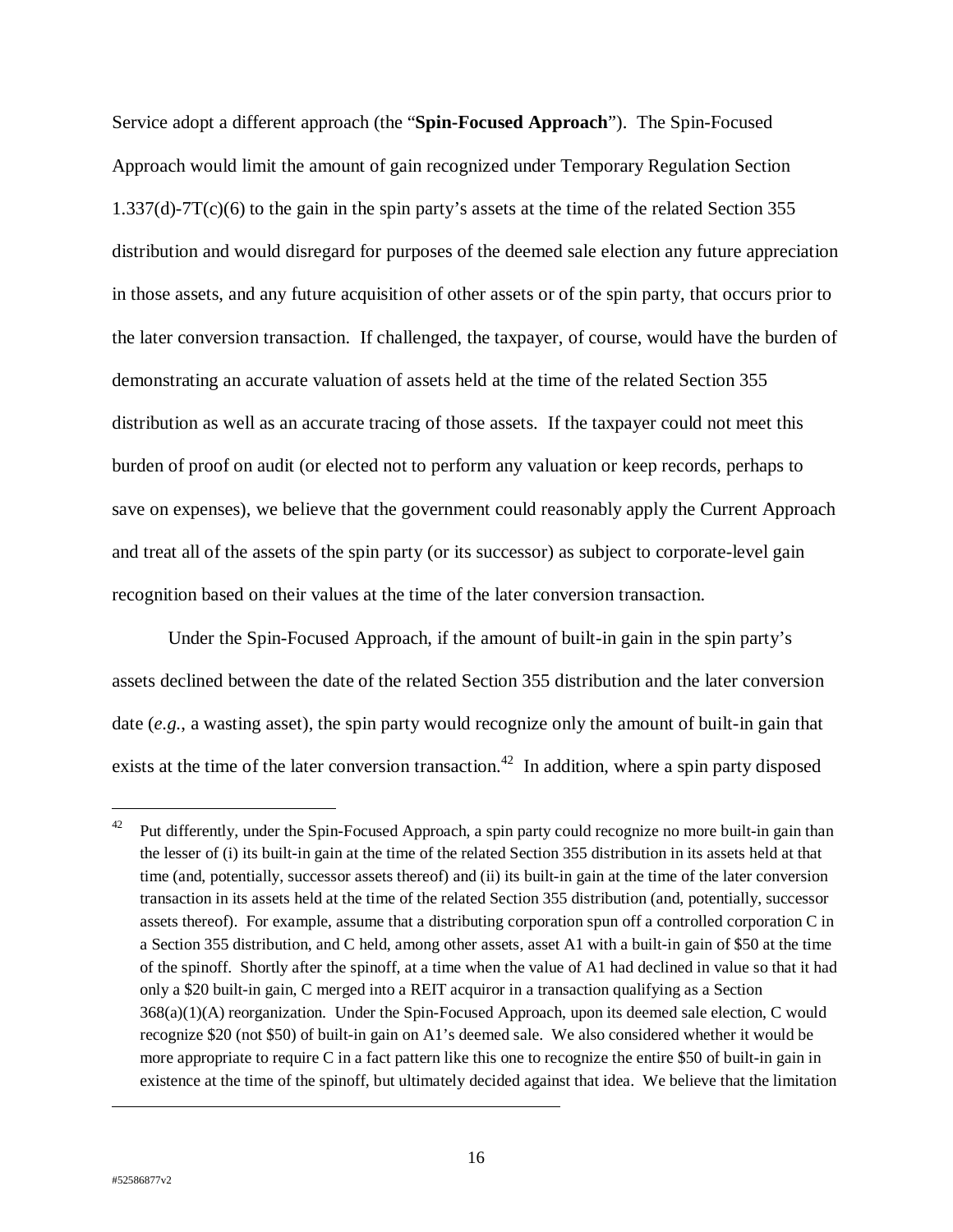Service adopt a different approach (the "**Spin-Focused Approach**"). The Spin-Focused Approach would limit the amount of gain recognized under Temporary Regulation Section 1.337(d)-7T(c)(6) to the gain in the spin party's assets at the time of the related Section 355 distribution and would disregard for purposes of the deemed sale election any future appreciation in those assets, and any future acquisition of other assets or of the spin party, that occurs prior to the later conversion transaction. If challenged, the taxpayer, of course, would have the burden of demonstrating an accurate valuation of assets held at the time of the related Section 355 distribution as well as an accurate tracing of those assets. If the taxpayer could not meet this burden of proof on audit (or elected not to perform any valuation or keep records, perhaps to save on expenses), we believe that the government could reasonably apply the Current Approach and treat all of the assets of the spin party (or its successor) as subject to corporate-level gain recognition based on their values at the time of the later conversion transaction.

Under the Spin-Focused Approach, if the amount of built-in gain in the spin party's assets declined between the date of the related Section 355 distribution and the later conversion date (*e.g.*, a wasting asset), the spin party would recognize only the amount of built-in gain that exists at the time of the later conversion transaction.[42] In addition, where a spin party disposed

---

[42] Put differently, under the Spin-Focused Approach, a spin party could recognize no more built-in gain than the lesser of (i) its built-in gain at the time of the related Section 355 distribution in its assets held at that time (and, potentially, successor assets thereof) and (ii) its built-in gain at the time of the later conversion transaction in its assets held at the time of the related Section 355 distribution (and, potentially, successor assets thereof). For example, assume that a distributing corporation spun off a controlled corporation C in a Section 355 distribution, and C held, among other assets, asset A1 with a built-in gain of $50 at the time of the spinoff. Shortly after the spinoff, at a time when the value of A1 had declined in value so that it had only a $20 built-in gain, C merged into a REIT acquiror in a transaction qualifying as a Section 368(a)(1)(A) reorganization. Under the Spin-Focused Approach, upon its deemed sale election, C would recognize $20 (not $50) of built-in gain on A1's deemed sale. We also considered whether it would be more appropriate to require C in a fact pattern like this one to recognize the entire $50 of built-in gain in existence at the time of the spinoff, but ultimately decided against that idea. We believe that the limitation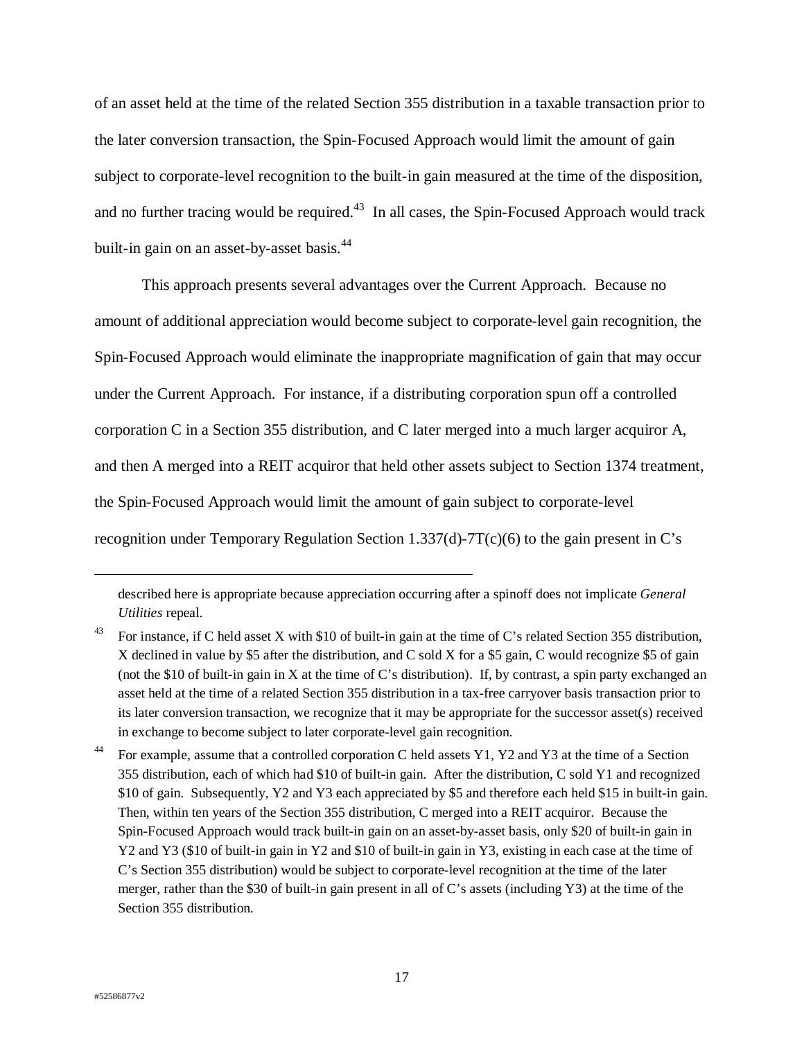of an asset held at the time of the related Section 355 distribution in a taxable transaction prior to the later conversion transaction, the Spin-Focused Approach would limit the amount of gain subject to corporate-level recognition to the built-in gain measured at the time of the disposition, and no further tracing would be required.[43] In all cases, the Spin-Focused Approach would track built-in gain on an asset-by-asset basis.[44]

This approach presents several advantages over the Current Approach. Because no amount of additional appreciation would become subject to corporate-level gain recognition, the Spin-Focused Approach would eliminate the inappropriate magnification of gain that may occur under the Current Approach. For instance, if a distributing corporation spun off a controlled corporation C in a Section 355 distribution, and C later merged into a much larger acquiror A, and then A merged into a REIT acquiror that held other assets subject to Section 1374 treatment, the Spin-Focused Approach would limit the amount of gain subject to corporate-level recognition under Temporary Regulation Section 1.337(d)-7T(c)(6) to the gain present in C's

---

described here is appropriate because appreciation occurring after a spinoff does not implicate *General Utilities* repeal.

[43] For instance, if C held asset X with $10 of built-in gain at the time of C's related Section 355 distribution, X declined in value by $5 after the distribution, and C sold X for a $5 gain, C would recognize $5 of gain (not the $10 of built-in gain in X at the time of C's distribution). If, by contrast, a spin party exchanged an asset held at the time of a related Section 355 distribution in a tax-free carryover basis transaction prior to its later conversion transaction, we recognize that it may be appropriate for the successor asset(s) received in exchange to become subject to later corporate-level gain recognition.

[44] For example, assume that a controlled corporation C held assets Y1, Y2 and Y3 at the time of a Section 355 distribution, each of which had $10 of built-in gain. After the distribution, C sold Y1 and recognized $10 of gain. Subsequently, Y2 and Y3 each appreciated by $5 and therefore each held $15 in built-in gain. Then, within ten years of the Section 355 distribution, C merged into a REIT acquiror. Because the Spin-Focused Approach would track built-in gain on an asset-by-asset basis, only $20 of built-in gain in Y2 and Y3 ($10 of built-in gain in Y2 and $10 of built-in gain in Y3, existing in each case at the time of C's Section 355 distribution) would be subject to corporate-level recognition at the time of the later merger, rather than the $30 of built-in gain present in all of C's assets (including Y3) at the time of the Section 355 distribution.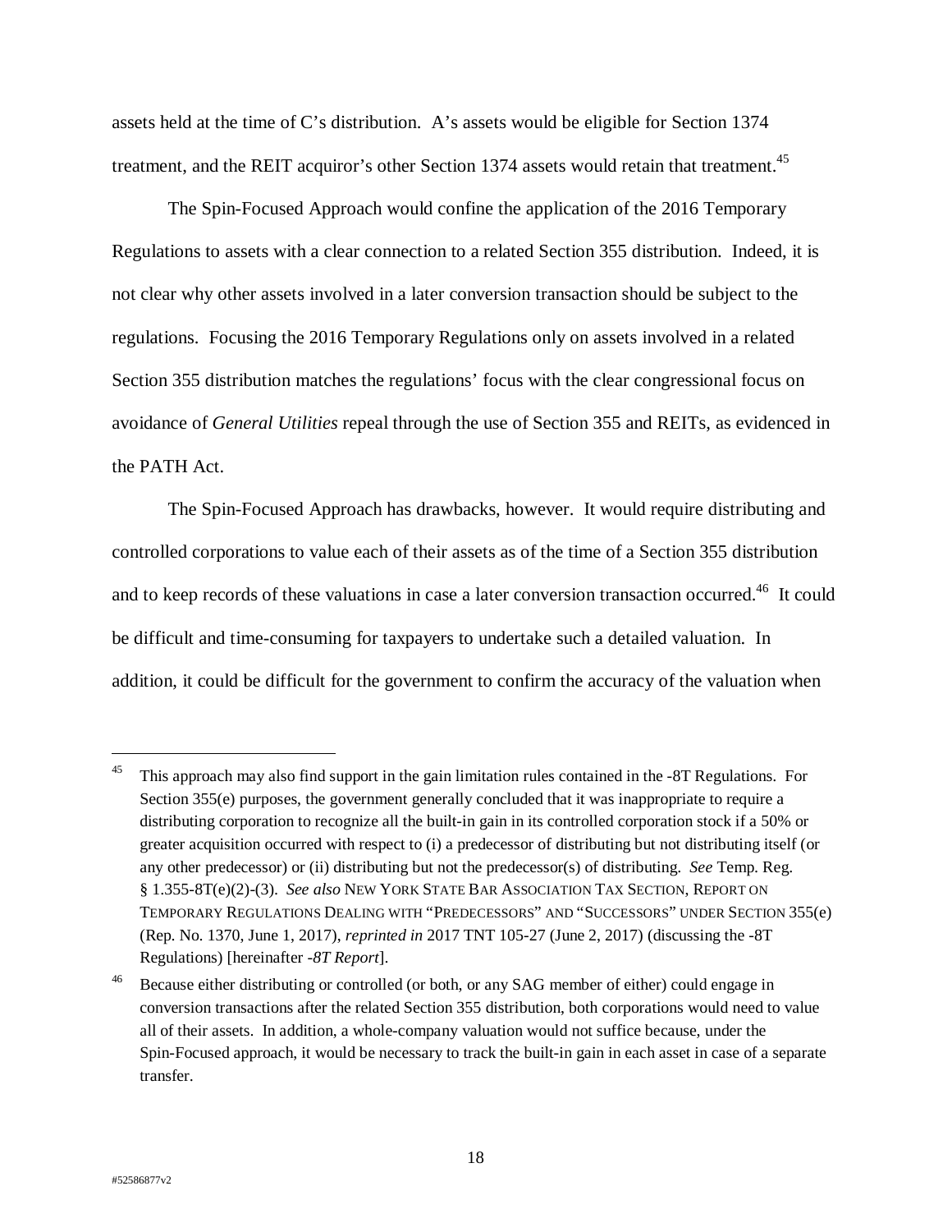assets held at the time of C's distribution. A's assets would be eligible for Section 1374 treatment, and the REIT acquiror's other Section 1374 assets would retain that treatment.[45]

The Spin-Focused Approach would confine the application of the 2016 Temporary Regulations to assets with a clear connection to a related Section 355 distribution. Indeed, it is not clear why other assets involved in a later conversion transaction should be subject to the regulations. Focusing the 2016 Temporary Regulations only on assets involved in a related Section 355 distribution matches the regulations' focus with the clear congressional focus on avoidance of *General Utilities* repeal through the use of Section 355 and REITs, as evidenced in the PATH Act.

The Spin-Focused Approach has drawbacks, however. It would require distributing and controlled corporations to value each of their assets as of the time of a Section 355 distribution and to keep records of these valuations in case a later conversion transaction occurred.[46] It could be difficult and time-consuming for taxpayers to undertake such a detailed valuation. In addition, it could be difficult for the government to confirm the accuracy of the valuation when

---

[45] This approach may also find support in the gain limitation rules contained in the -8T Regulations. For Section 355(e) purposes, the government generally concluded that it was inappropriate to require a distributing corporation to recognize all the built-in gain in its controlled corporation stock if a 50% or greater acquisition occurred with respect to (i) a predecessor of distributing but not distributing itself (or any other predecessor) or (ii) distributing but not the predecessor(s) of distributing. *See* Temp. Reg. § 1.355-8T(e)(2)-(3). *See also* NEW YORK STATE BAR ASSOCIATION TAX SECTION, REPORT ON TEMPORARY REGULATIONS DEALING WITH "PREDECESSORS" AND "SUCCESSORS" UNDER SECTION 355(e) (Rep. No. 1370, June 1, 2017), *reprinted in* 2017 TNT 105-27 (June 2, 2017) (discussing the -8T Regulations) [hereinafter *-8T Report*].

[46] Because either distributing or controlled (or both, or any SAG member of either) could engage in conversion transactions after the related Section 355 distribution, both corporations would need to value all of their assets. In addition, a whole-company valuation would not suffice because, under the Spin-Focused approach, it would be necessary to track the built-in gain in each asset in case of a separate transfer.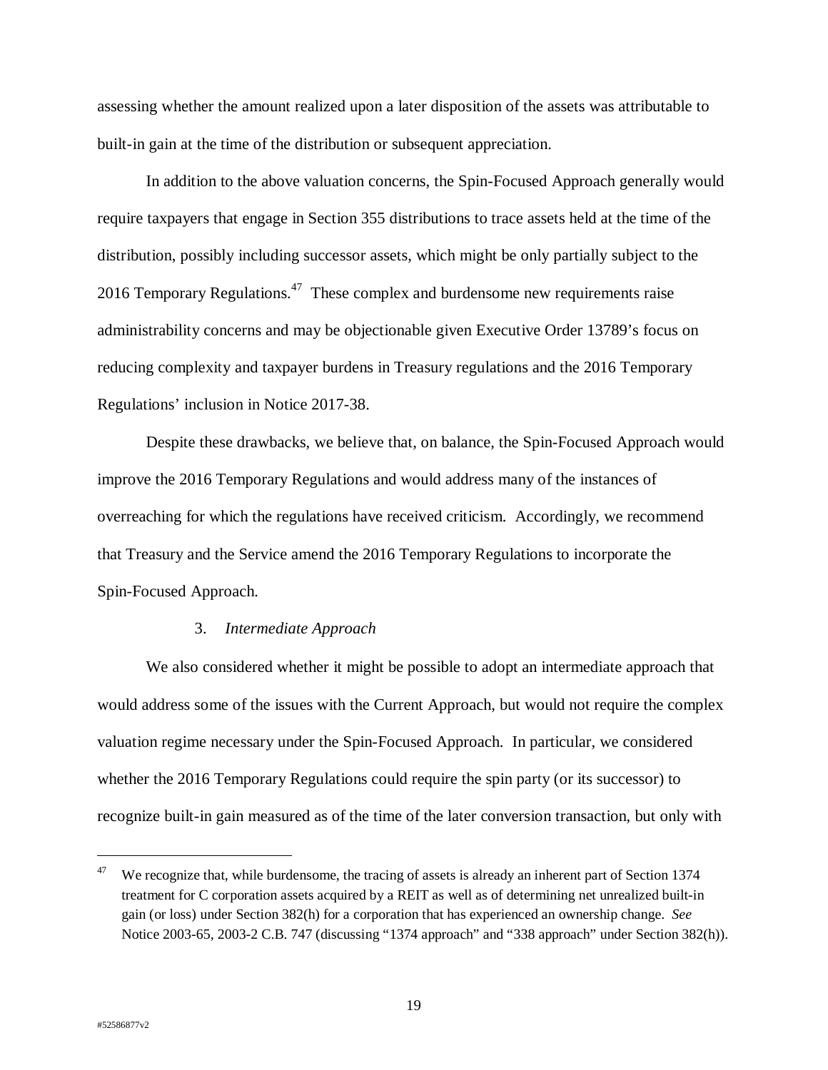assessing whether the amount realized upon a later disposition of the assets was attributable to built-in gain at the time of the distribution or subsequent appreciation.

In addition to the above valuation concerns, the Spin-Focused Approach generally would require taxpayers that engage in Section 355 distributions to trace assets held at the time of the distribution, possibly including successor assets, which might be only partially subject to the 2016 Temporary Regulations.[47] These complex and burdensome new requirements raise administrability concerns and may be objectionable given Executive Order 13789's focus on reducing complexity and taxpayer burdens in Treasury regulations and the 2016 Temporary Regulations' inclusion in Notice 2017-38.

Despite these drawbacks, we believe that, on balance, the Spin-Focused Approach would improve the 2016 Temporary Regulations and would address many of the instances of overreaching for which the regulations have received criticism. Accordingly, we recommend that Treasury and the Service amend the 2016 Temporary Regulations to incorporate the Spin-Focused Approach.

### 3. *Intermediate Approach*

We also considered whether it might be possible to adopt an intermediate approach that would address some of the issues with the Current Approach, but would not require the complex valuation regime necessary under the Spin-Focused Approach. In particular, we considered whether the 2016 Temporary Regulations could require the spin party (or its successor) to recognize built-in gain measured as of the time of the later conversion transaction, but only with

---

[47] We recognize that, while burdensome, the tracing of assets is already an inherent part of Section 1374 treatment for C corporation assets acquired by a REIT as well as of determining net unrealized built-in gain (or loss) under Section 382(h) for a corporation that has experienced an ownership change. *See* Notice 2003-65, 2003-2 C.B. 747 (discussing "1374 approach" and "338 approach" under Section 382(h)).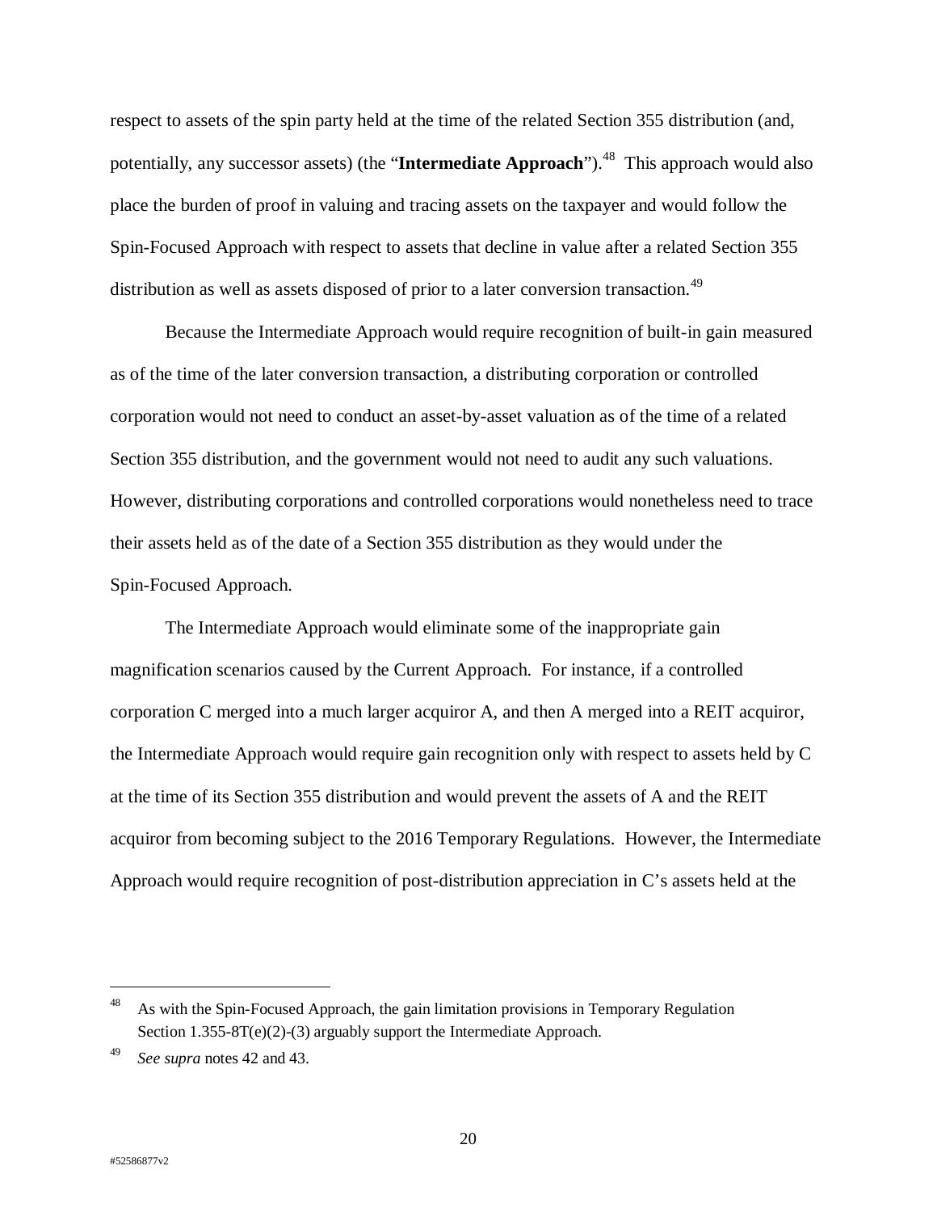respect to assets of the spin party held at the time of the related Section 355 distribution (and, potentially, any successor assets) (the "**Intermediate Approach**").[48] This approach would also place the burden of proof in valuing and tracing assets on the taxpayer and would follow the Spin-Focused Approach with respect to assets that decline in value after a related Section 355 distribution as well as assets disposed of prior to a later conversion transaction.[49]

Because the Intermediate Approach would require recognition of built-in gain measured as of the time of the later conversion transaction, a distributing corporation or controlled corporation would not need to conduct an asset-by-asset valuation as of the time of a related Section 355 distribution, and the government would not need to audit any such valuations. However, distributing corporations and controlled corporations would nonetheless need to trace their assets held as of the date of a Section 355 distribution as they would under the Spin-Focused Approach.

The Intermediate Approach would eliminate some of the inappropriate gain magnification scenarios caused by the Current Approach. For instance, if a controlled corporation C merged into a much larger acquiror A, and then A merged into a REIT acquiror, the Intermediate Approach would require gain recognition only with respect to assets held by C at the time of its Section 355 distribution and would prevent the assets of A and the REIT acquiror from becoming subject to the 2016 Temporary Regulations. However, the Intermediate Approach would require recognition of post-distribution appreciation in C's assets held at the

---

[48] As with the Spin-Focused Approach, the gain limitation provisions in Temporary Regulation Section 1.355-8T(e)(2)-(3) arguably support the Intermediate Approach.

[49] *See supra* notes 42 and 43.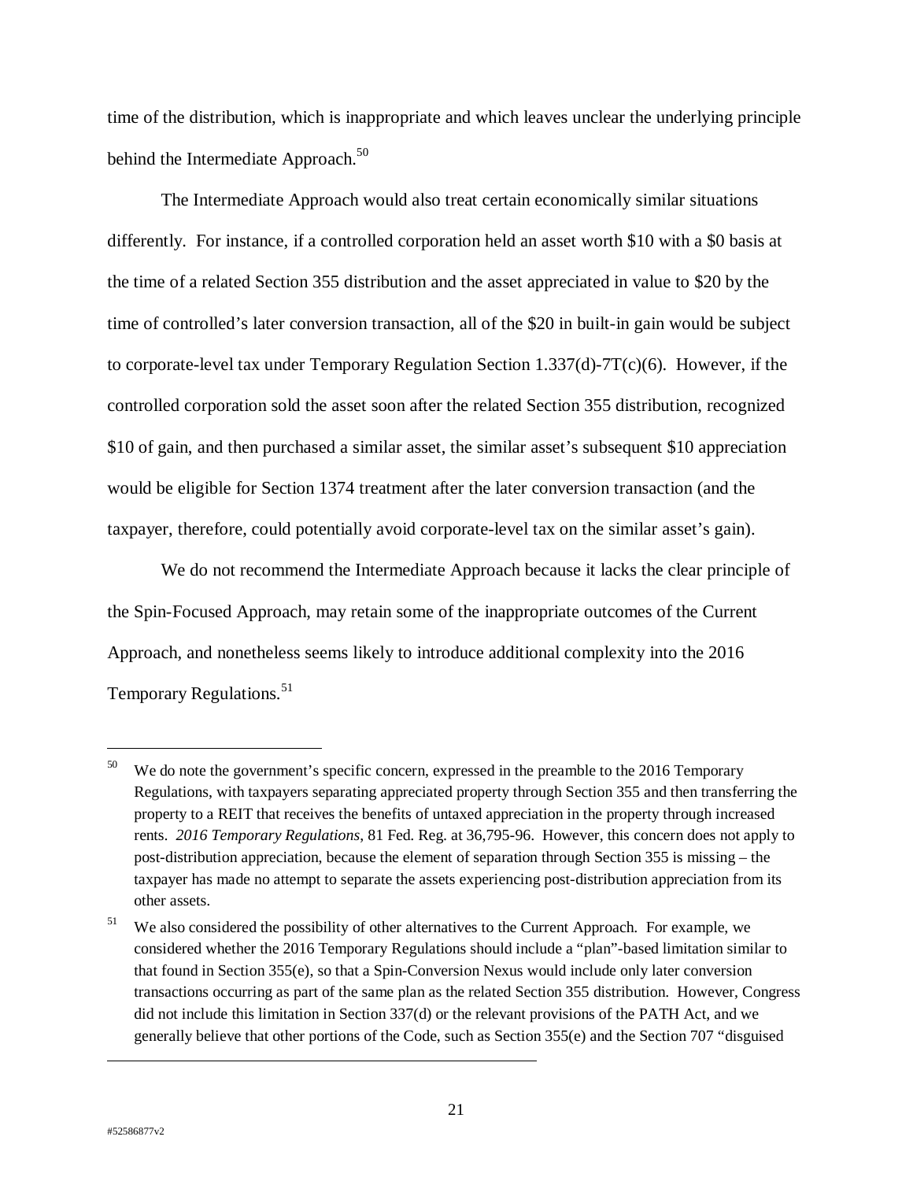time of the distribution, which is inappropriate and which leaves unclear the underlying principle behind the Intermediate Approach.[50]

The Intermediate Approach would also treat certain economically similar situations differently. For instance, if a controlled corporation held an asset worth $10 with a $0 basis at the time of a related Section 355 distribution and the asset appreciated in value to $20 by the time of controlled's later conversion transaction, all of the $20 in built-in gain would be subject to corporate-level tax under Temporary Regulation Section 1.337(d)-7T(c)(6). However, if the controlled corporation sold the asset soon after the related Section 355 distribution, recognized $10 of gain, and then purchased a similar asset, the similar asset's subsequent $10 appreciation would be eligible for Section 1374 treatment after the later conversion transaction (and the taxpayer, therefore, could potentially avoid corporate-level tax on the similar asset's gain).

We do not recommend the Intermediate Approach because it lacks the clear principle of the Spin-Focused Approach, may retain some of the inappropriate outcomes of the Current Approach, and nonetheless seems likely to introduce additional complexity into the 2016 Temporary Regulations.[51]

---

[50] We do note the government's specific concern, expressed in the preamble to the 2016 Temporary Regulations, with taxpayers separating appreciated property through Section 355 and then transferring the property to a REIT that receives the benefits of untaxed appreciation in the property through increased rents. *2016 Temporary Regulations*, 81 Fed. Reg. at 36,795-96. However, this concern does not apply to post-distribution appreciation, because the element of separation through Section 355 is missing – the taxpayer has made no attempt to separate the assets experiencing post-distribution appreciation from its other assets.

[51] We also considered the possibility of other alternatives to the Current Approach. For example, we considered whether the 2016 Temporary Regulations should include a "plan"-based limitation similar to that found in Section 355(e), so that a Spin-Conversion Nexus would include only later conversion transactions occurring as part of the same plan as the related Section 355 distribution. However, Congress did not include this limitation in Section 337(d) or the relevant provisions of the PATH Act, and we generally believe that other portions of the Code, such as Section 355(e) and the Section 707 "disguised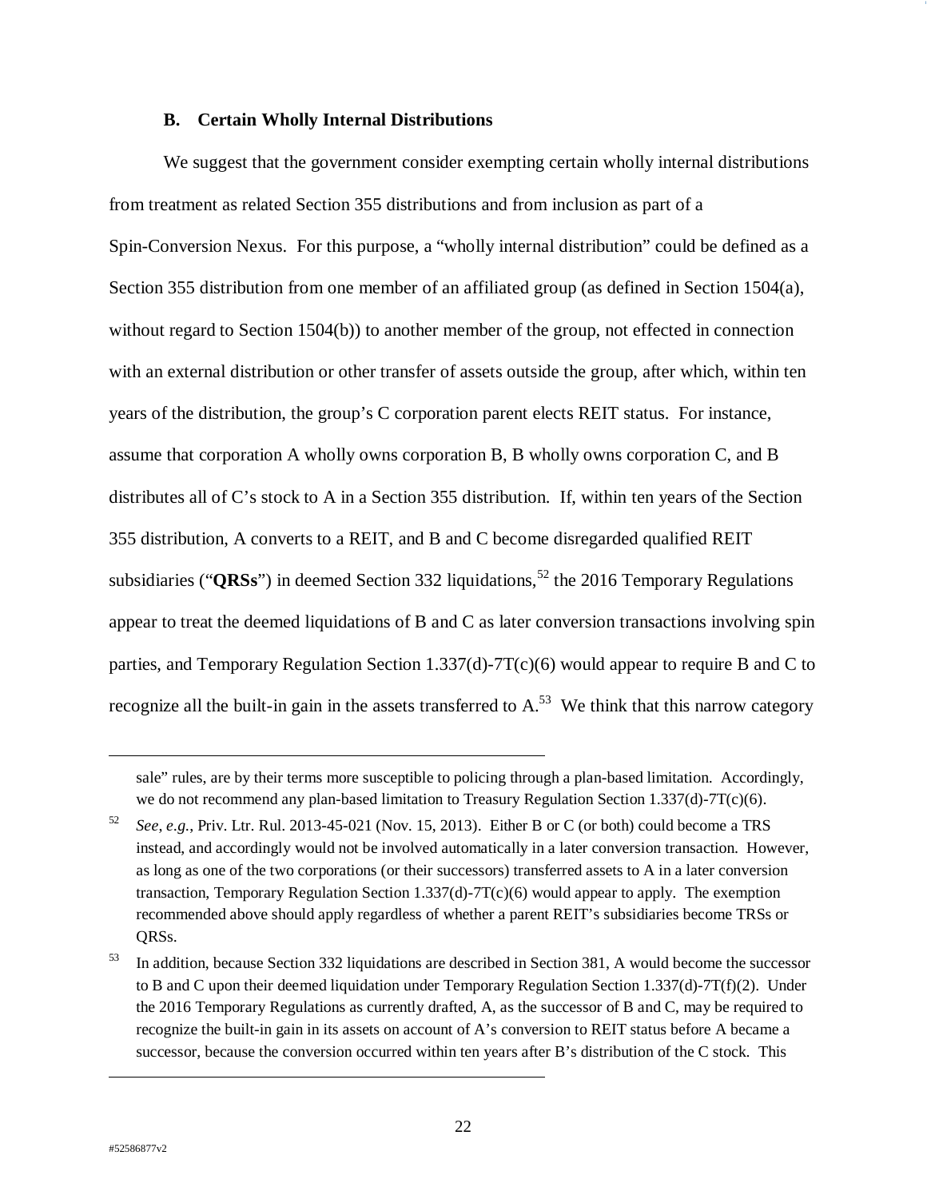### B. Certain Wholly Internal Distributions

We suggest that the government consider exempting certain wholly internal distributions from treatment as related Section 355 distributions and from inclusion as part of a Spin-Conversion Nexus. For this purpose, a "wholly internal distribution" could be defined as a Section 355 distribution from one member of an affiliated group (as defined in Section 1504(a), without regard to Section 1504(b)) to another member of the group, not effected in connection with an external distribution or other transfer of assets outside the group, after which, within ten years of the distribution, the group's C corporation parent elects REIT status. For instance, assume that corporation A wholly owns corporation B, B wholly owns corporation C, and B distributes all of C's stock to A in a Section 355 distribution. If, within ten years of the Section 355 distribution, A converts to a REIT, and B and C become disregarded qualified REIT subsidiaries ("**QRSs**") in deemed Section 332 liquidations,[52] the 2016 Temporary Regulations appear to treat the deemed liquidations of B and C as later conversion transactions involving spin parties, and Temporary Regulation Section 1.337(d)-7T(c)(6) would appear to require B and C to recognize all the built-in gain in the assets transferred to A.[53] We think that this narrow category

---

sale" rules, are by their terms more susceptible to policing through a plan-based limitation. Accordingly, we do not recommend any plan-based limitation to Treasury Regulation Section 1.337(d)-7T(c)(6).

[52] *See, e.g.*, Priv. Ltr. Rul. 2013-45-021 (Nov. 15, 2013). Either B or C (or both) could become a TRS instead, and accordingly would not be involved automatically in a later conversion transaction. However, as long as one of the two corporations (or their successors) transferred assets to A in a later conversion transaction, Temporary Regulation Section 1.337(d)-7T(c)(6) would appear to apply. The exemption recommended above should apply regardless of whether a parent REIT's subsidiaries become TRSs or QRSs.

[53] In addition, because Section 332 liquidations are described in Section 381, A would become the successor to B and C upon their deemed liquidation under Temporary Regulation Section 1.337(d)-7T(f)(2). Under the 2016 Temporary Regulations as currently drafted, A, as the successor of B and C, may be required to recognize the built-in gain in its assets on account of A's conversion to REIT status before A became a successor, because the conversion occurred within ten years after B's distribution of the C stock. This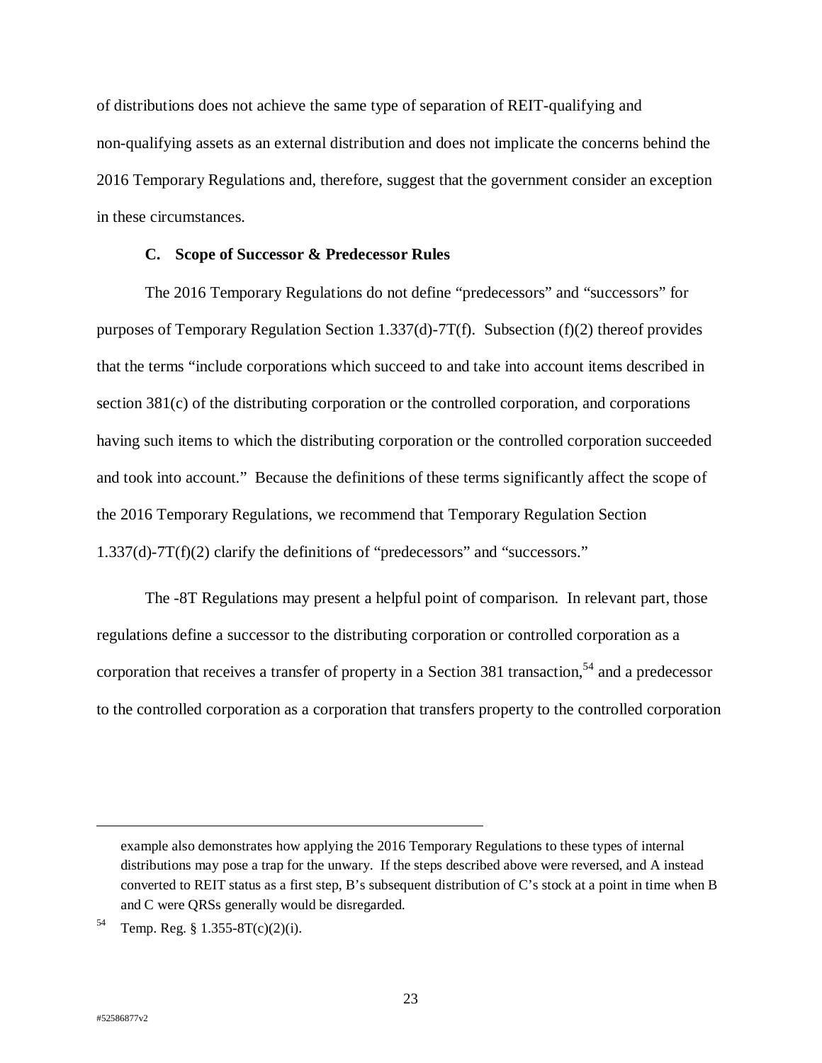of distributions does not achieve the same type of separation of REIT-qualifying and non-qualifying assets as an external distribution and does not implicate the concerns behind the 2016 Temporary Regulations and, therefore, suggest that the government consider an exception in these circumstances.

### C. Scope of Successor & Predecessor Rules

The 2016 Temporary Regulations do not define "predecessors" and "successors" for purposes of Temporary Regulation Section 1.337(d)-7T(f). Subsection (f)(2) thereof provides that the terms "include corporations which succeed to and take into account items described in section 381(c) of the distributing corporation or the controlled corporation, and corporations having such items to which the distributing corporation or the controlled corporation succeeded and took into account." Because the definitions of these terms significantly affect the scope of the 2016 Temporary Regulations, we recommend that Temporary Regulation Section 1.337(d)-7T(f)(2) clarify the definitions of "predecessors" and "successors."

The -8T Regulations may present a helpful point of comparison. In relevant part, those regulations define a successor to the distributing corporation or controlled corporation as a corporation that receives a transfer of property in a Section 381 transaction,[54] and a predecessor to the controlled corporation as a corporation that transfers property to the controlled corporation

---

example also demonstrates how applying the 2016 Temporary Regulations to these types of internal distributions may pose a trap for the unwary. If the steps described above were reversed, and A instead converted to REIT status as a first step, B's subsequent distribution of C's stock at a point in time when B and C were QRSs generally would be disregarded.

[54] Temp. Reg. § 1.355-8T(c)(2)(i).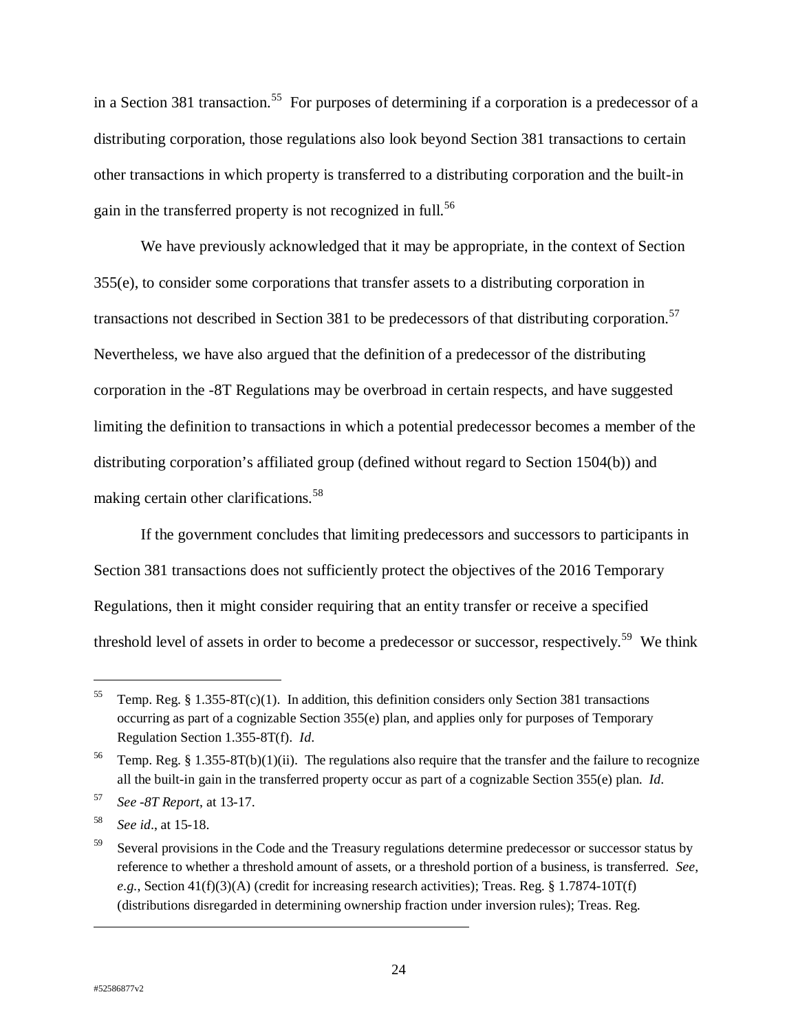in a Section 381 transaction.[55] For purposes of determining if a corporation is a predecessor of a distributing corporation, those regulations also look beyond Section 381 transactions to certain other transactions in which property is transferred to a distributing corporation and the built-in gain in the transferred property is not recognized in full.[56]

We have previously acknowledged that it may be appropriate, in the context of Section 355(e), to consider some corporations that transfer assets to a distributing corporation in transactions not described in Section 381 to be predecessors of that distributing corporation.[57] Nevertheless, we have also argued that the definition of a predecessor of the distributing corporation in the -8T Regulations may be overbroad in certain respects, and have suggested limiting the definition to transactions in which a potential predecessor becomes a member of the distributing corporation's affiliated group (defined without regard to Section 1504(b)) and making certain other clarifications.[58]

If the government concludes that limiting predecessors and successors to participants in Section 381 transactions does not sufficiently protect the objectives of the 2016 Temporary Regulations, then it might consider requiring that an entity transfer or receive a specified threshold level of assets in order to become a predecessor or successor, respectively.[59] We think

---

[55] Temp. Reg. § 1.355-8T(c)(1). In addition, this definition considers only Section 381 transactions occurring as part of a cognizable Section 355(e) plan, and applies only for purposes of Temporary Regulation Section 1.355-8T(f). *Id*.

[56] Temp. Reg. § 1.355-8T(b)(1)(ii). The regulations also require that the transfer and the failure to recognize all the built-in gain in the transferred property occur as part of a cognizable Section 355(e) plan. *Id*.

[57] *See -8T Report*, at 13-17.

[58] *See id*., at 15-18.

[59] Several provisions in the Code and the Treasury regulations determine predecessor or successor status by reference to whether a threshold amount of assets, or a threshold portion of a business, is transferred. *See*, *e.g.*, Section 41(f)(3)(A) (credit for increasing research activities); Treas. Reg. § 1.7874-10T(f) (distributions disregarded in determining ownership fraction under inversion rules); Treas. Reg.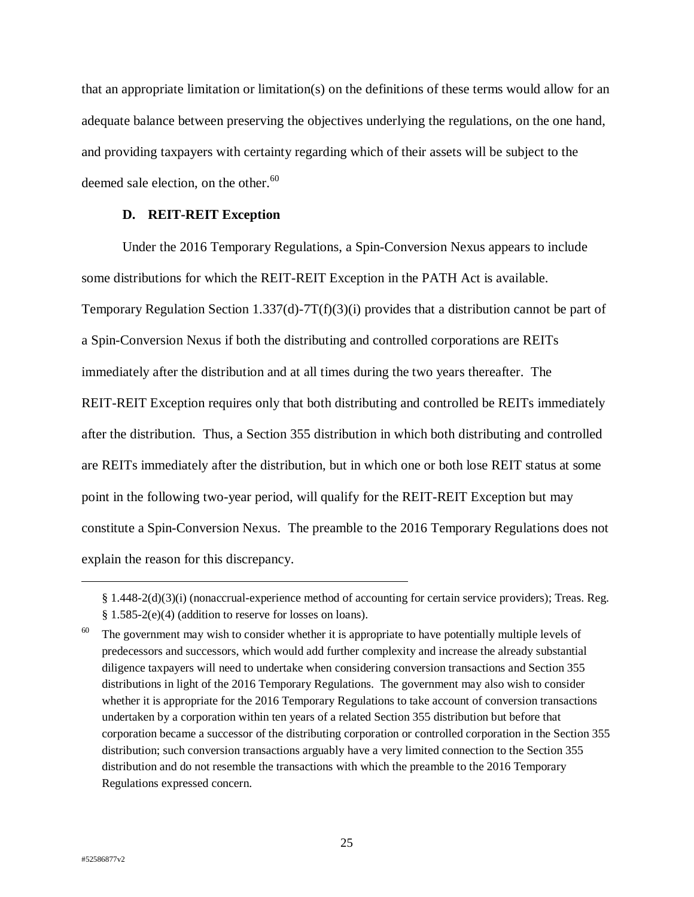that an appropriate limitation or limitation(s) on the definitions of these terms would allow for an adequate balance between preserving the objectives underlying the regulations, on the one hand, and providing taxpayers with certainty regarding which of their assets will be subject to the deemed sale election, on the other.[60]

### D. REIT-REIT Exception

Under the 2016 Temporary Regulations, a Spin-Conversion Nexus appears to include some distributions for which the REIT-REIT Exception in the PATH Act is available. Temporary Regulation Section 1.337(d)-7T(f)(3)(i) provides that a distribution cannot be part of a Spin-Conversion Nexus if both the distributing and controlled corporations are REITs immediately after the distribution and at all times during the two years thereafter. The REIT-REIT Exception requires only that both distributing and controlled be REITs immediately after the distribution. Thus, a Section 355 distribution in which both distributing and controlled are REITs immediately after the distribution, but in which one or both lose REIT status at some point in the following two-year period, will qualify for the REIT-REIT Exception but may constitute a Spin-Conversion Nexus. The preamble to the 2016 Temporary Regulations does not explain the reason for this discrepancy.

---

§ 1.448-2(d)(3)(i) (nonaccrual-experience method of accounting for certain service providers); Treas. Reg. § 1.585-2(e)(4) (addition to reserve for losses on loans).

[60] The government may wish to consider whether it is appropriate to have potentially multiple levels of predecessors and successors, which would add further complexity and increase the already substantial diligence taxpayers will need to undertake when considering conversion transactions and Section 355 distributions in light of the 2016 Temporary Regulations. The government may also wish to consider whether it is appropriate for the 2016 Temporary Regulations to take account of conversion transactions undertaken by a corporation within ten years of a related Section 355 distribution but before that corporation became a successor of the distributing corporation or controlled corporation in the Section 355 distribution; such conversion transactions arguably have a very limited connection to the Section 355 distribution and do not resemble the transactions with which the preamble to the 2016 Temporary Regulations expressed concern.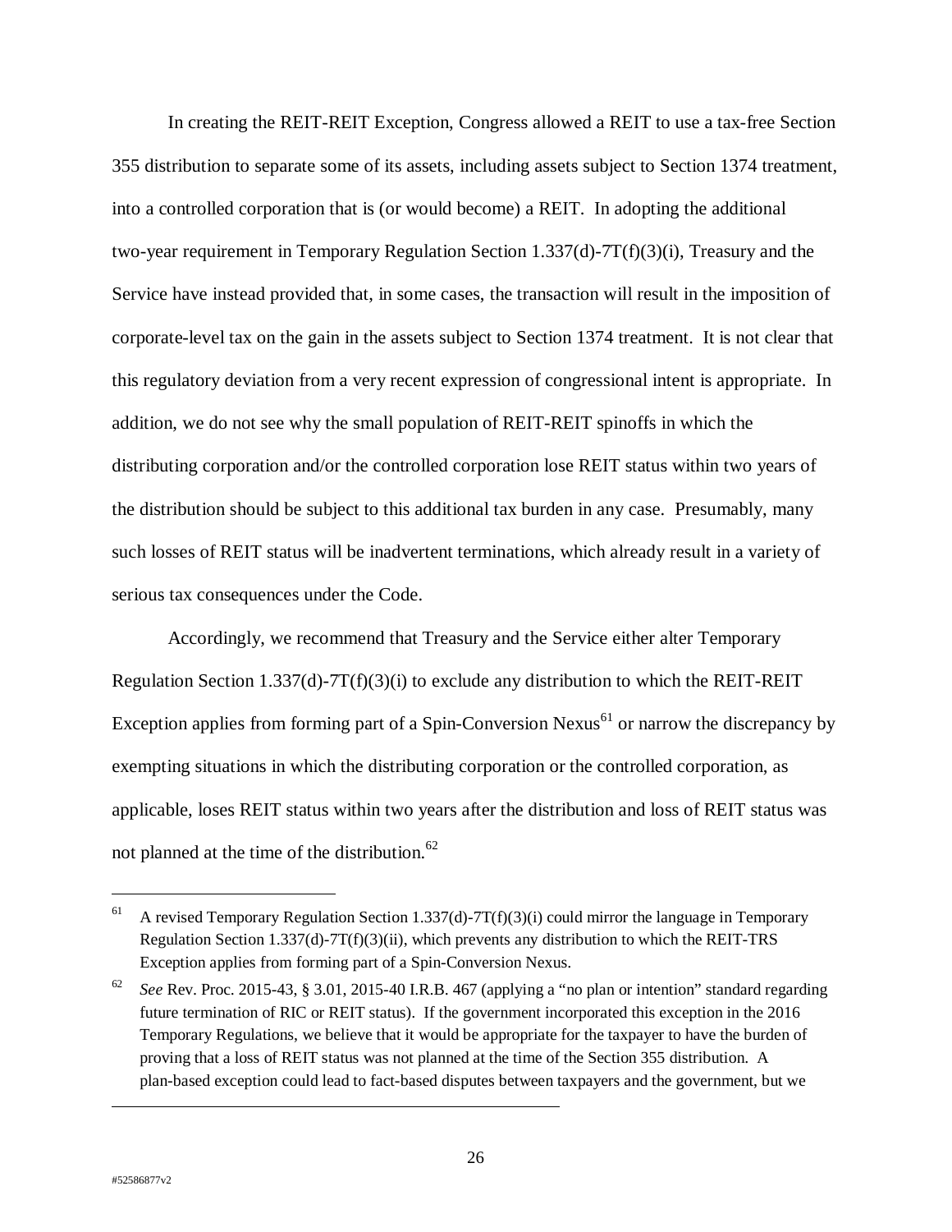In creating the REIT-REIT Exception, Congress allowed a REIT to use a tax-free Section 355 distribution to separate some of its assets, including assets subject to Section 1374 treatment, into a controlled corporation that is (or would become) a REIT. In adopting the additional two-year requirement in Temporary Regulation Section 1.337(d)-7T(f)(3)(i), Treasury and the Service have instead provided that, in some cases, the transaction will result in the imposition of corporate-level tax on the gain in the assets subject to Section 1374 treatment. It is not clear that this regulatory deviation from a very recent expression of congressional intent is appropriate. In addition, we do not see why the small population of REIT-REIT spinoffs in which the distributing corporation and/or the controlled corporation lose REIT status within two years of the distribution should be subject to this additional tax burden in any case. Presumably, many such losses of REIT status will be inadvertent terminations, which already result in a variety of serious tax consequences under the Code.

Accordingly, we recommend that Treasury and the Service either alter Temporary Regulation Section 1.337(d)-7T(f)(3)(i) to exclude any distribution to which the REIT-REIT Exception applies from forming part of a Spin-Conversion Nexus[61] or narrow the discrepancy by exempting situations in which the distributing corporation or the controlled corporation, as applicable, loses REIT status within two years after the distribution and loss of REIT status was not planned at the time of the distribution.[62]

---

[61] A revised Temporary Regulation Section 1.337(d)-7T(f)(3)(i) could mirror the language in Temporary Regulation Section 1.337(d)-7T(f)(3)(ii), which prevents any distribution to which the REIT-TRS Exception applies from forming part of a Spin-Conversion Nexus.

[62] *See* Rev. Proc. 2015-43, § 3.01, 2015-40 I.R.B. 467 (applying a "no plan or intention" standard regarding future termination of RIC or REIT status). If the government incorporated this exception in the 2016 Temporary Regulations, we believe that it would be appropriate for the taxpayer to have the burden of proving that a loss of REIT status was not planned at the time of the Section 355 distribution. A plan-based exception could lead to fact-based disputes between taxpayers and the government, but we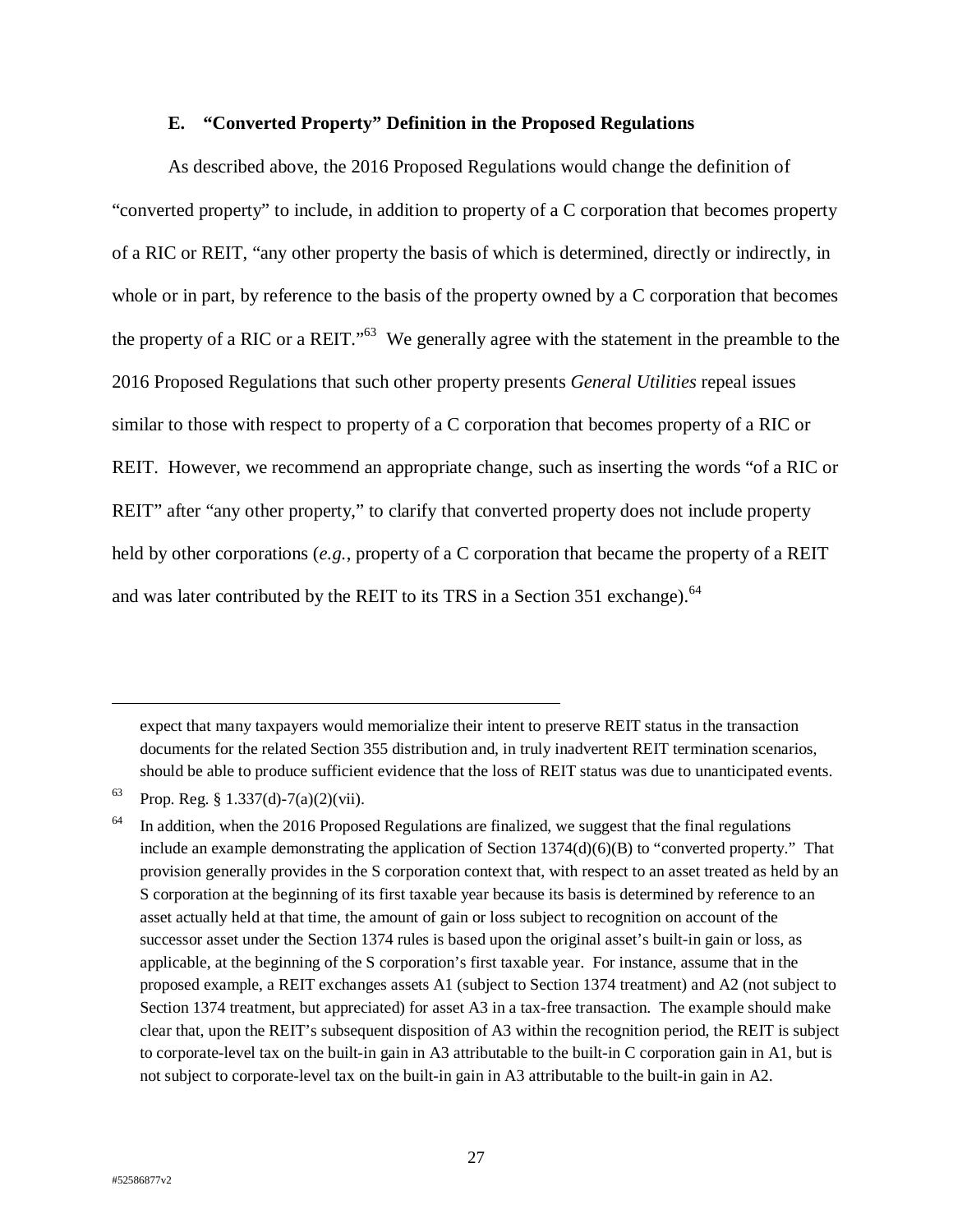### E. "Converted Property" Definition in the Proposed Regulations

As described above, the 2016 Proposed Regulations would change the definition of "converted property" to include, in addition to property of a C corporation that becomes property of a RIC or REIT, "any other property the basis of which is determined, directly or indirectly, in whole or in part, by reference to the basis of the property owned by a C corporation that becomes the property of a RIC or a REIT."[63] We generally agree with the statement in the preamble to the 2016 Proposed Regulations that such other property presents *General Utilities* repeal issues similar to those with respect to property of a C corporation that becomes property of a RIC or REIT. However, we recommend an appropriate change, such as inserting the words "of a RIC or REIT" after "any other property," to clarify that converted property does not include property held by other corporations (*e.g.*, property of a C corporation that became the property of a REIT and was later contributed by the REIT to its TRS in a Section 351 exchange).[64]

---

expect that many taxpayers would memorialize their intent to preserve REIT status in the transaction documents for the related Section 355 distribution and, in truly inadvertent REIT termination scenarios, should be able to produce sufficient evidence that the loss of REIT status was due to unanticipated events.

[63] Prop. Reg. § 1.337(d)-7(a)(2)(vii).

[64] In addition, when the 2016 Proposed Regulations are finalized, we suggest that the final regulations include an example demonstrating the application of Section 1374(d)(6)(B) to "converted property." That provision generally provides in the S corporation context that, with respect to an asset treated as held by an S corporation at the beginning of its first taxable year because its basis is determined by reference to an asset actually held at that time, the amount of gain or loss subject to recognition on account of the successor asset under the Section 1374 rules is based upon the original asset's built-in gain or loss, as applicable, at the beginning of the S corporation's first taxable year. For instance, assume that in the proposed example, a REIT exchanges assets A1 (subject to Section 1374 treatment) and A2 (not subject to Section 1374 treatment, but appreciated) for asset A3 in a tax-free transaction. The example should make clear that, upon the REIT's subsequent disposition of A3 within the recognition period, the REIT is subject to corporate-level tax on the built-in gain in A3 attributable to the built-in C corporation gain in A1, but is not subject to corporate-level tax on the built-in gain in A3 attributable to the built-in gain in A2.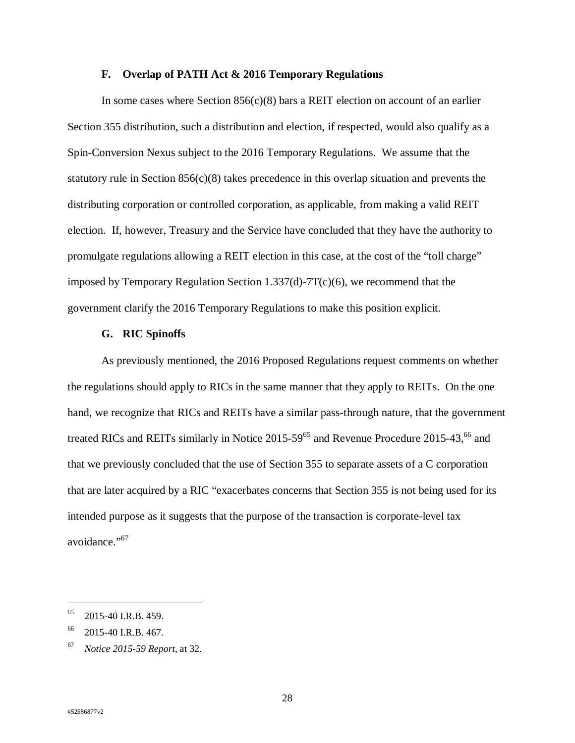### F. Overlap of PATH Act & 2016 Temporary Regulations

In some cases where Section 856(c)(8) bars a REIT election on account of an earlier Section 355 distribution, such a distribution and election, if respected, would also qualify as a Spin-Conversion Nexus subject to the 2016 Temporary Regulations. We assume that the statutory rule in Section 856(c)(8) takes precedence in this overlap situation and prevents the distributing corporation or controlled corporation, as applicable, from making a valid REIT election. If, however, Treasury and the Service have concluded that they have the authority to promulgate regulations allowing a REIT election in this case, at the cost of the "toll charge" imposed by Temporary Regulation Section 1.337(d)-7T(c)(6), we recommend that the government clarify the 2016 Temporary Regulations to make this position explicit.

### G. RIC Spinoffs

As previously mentioned, the 2016 Proposed Regulations request comments on whether the regulations should apply to RICs in the same manner that they apply to REITs. On the one hand, we recognize that RICs and REITs have a similar pass-through nature, that the government treated RICs and REITs similarly in Notice 2015-59[65] and Revenue Procedure 2015-43,[66] and that we previously concluded that the use of Section 355 to separate assets of a C corporation that are later acquired by a RIC "exacerbates concerns that Section 355 is not being used for its intended purpose as it suggests that the purpose of the transaction is corporate-level tax avoidance."[67]

---

[65] 2015-40 I.R.B. 459.

[66] 2015-40 I.R.B. 467.

[67] *Notice 2015-59 Report*, at 32.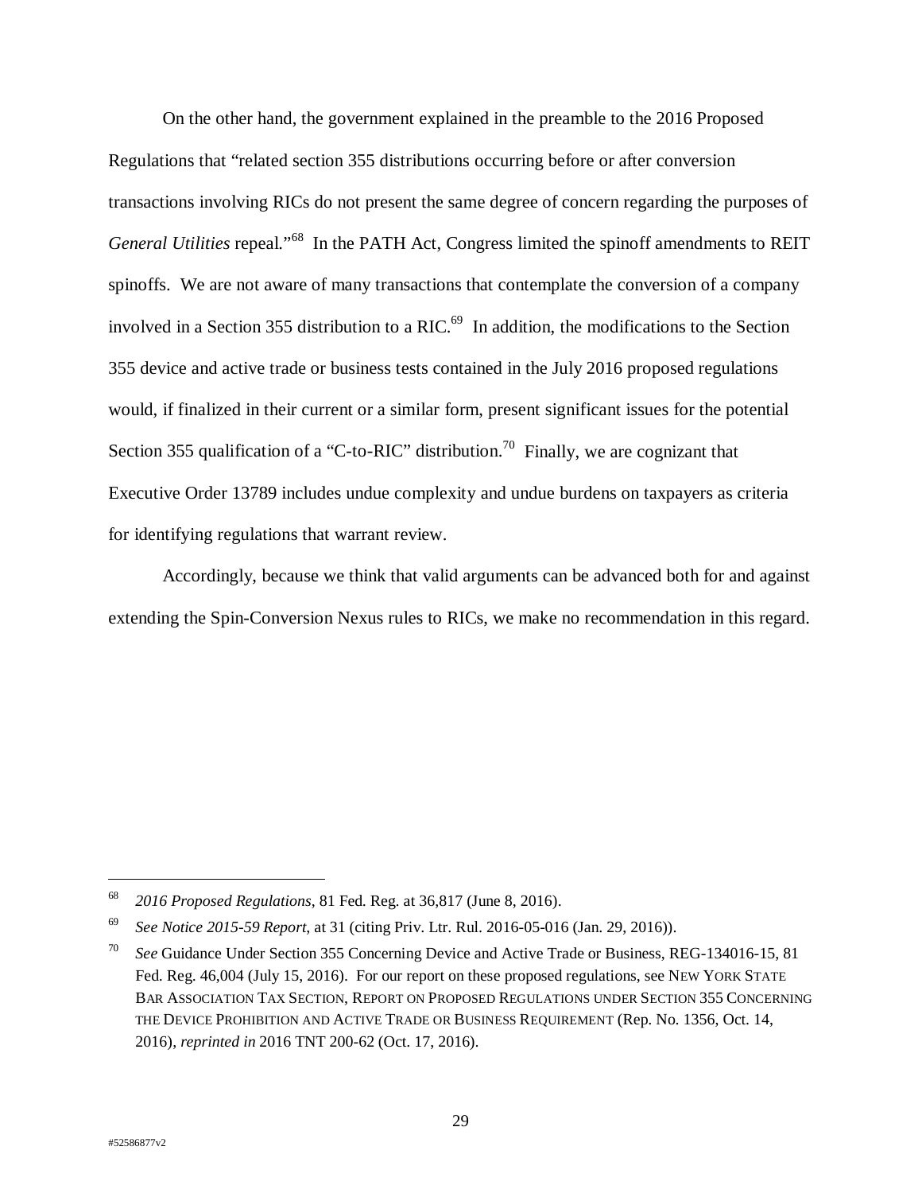On the other hand, the government explained in the preamble to the 2016 Proposed Regulations that "related section 355 distributions occurring before or after conversion transactions involving RICs do not present the same degree of concern regarding the purposes of *General Utilities* repeal."[68] In the PATH Act, Congress limited the spinoff amendments to REIT spinoffs. We are not aware of many transactions that contemplate the conversion of a company involved in a Section 355 distribution to a RIC.[69] In addition, the modifications to the Section 355 device and active trade or business tests contained in the July 2016 proposed regulations would, if finalized in their current or a similar form, present significant issues for the potential Section 355 qualification of a "C-to-RIC" distribution.[70] Finally, we are cognizant that Executive Order 13789 includes undue complexity and undue burdens on taxpayers as criteria for identifying regulations that warrant review.

Accordingly, because we think that valid arguments can be advanced both for and against extending the Spin-Conversion Nexus rules to RICs, we make no recommendation in this regard.

---

[68] *2016 Proposed Regulations*, 81 Fed. Reg. at 36,817 (June 8, 2016).

[69] *See Notice 2015-59 Report*, at 31 (citing Priv. Ltr. Rul. 2016-05-016 (Jan. 29, 2016)).

[70] *See* Guidance Under Section 355 Concerning Device and Active Trade or Business, REG-134016-15, 81 Fed. Reg. 46,004 (July 15, 2016). For our report on these proposed regulations, see NEW YORK STATE BAR ASSOCIATION TAX SECTION, REPORT ON PROPOSED REGULATIONS UNDER SECTION 355 CONCERNING THE DEVICE PROHIBITION AND ACTIVE TRADE OR BUSINESS REQUIREMENT (Rep. No. 1356, Oct. 14, 2016), *reprinted in* 2016 TNT 200-62 (Oct. 17, 2016).